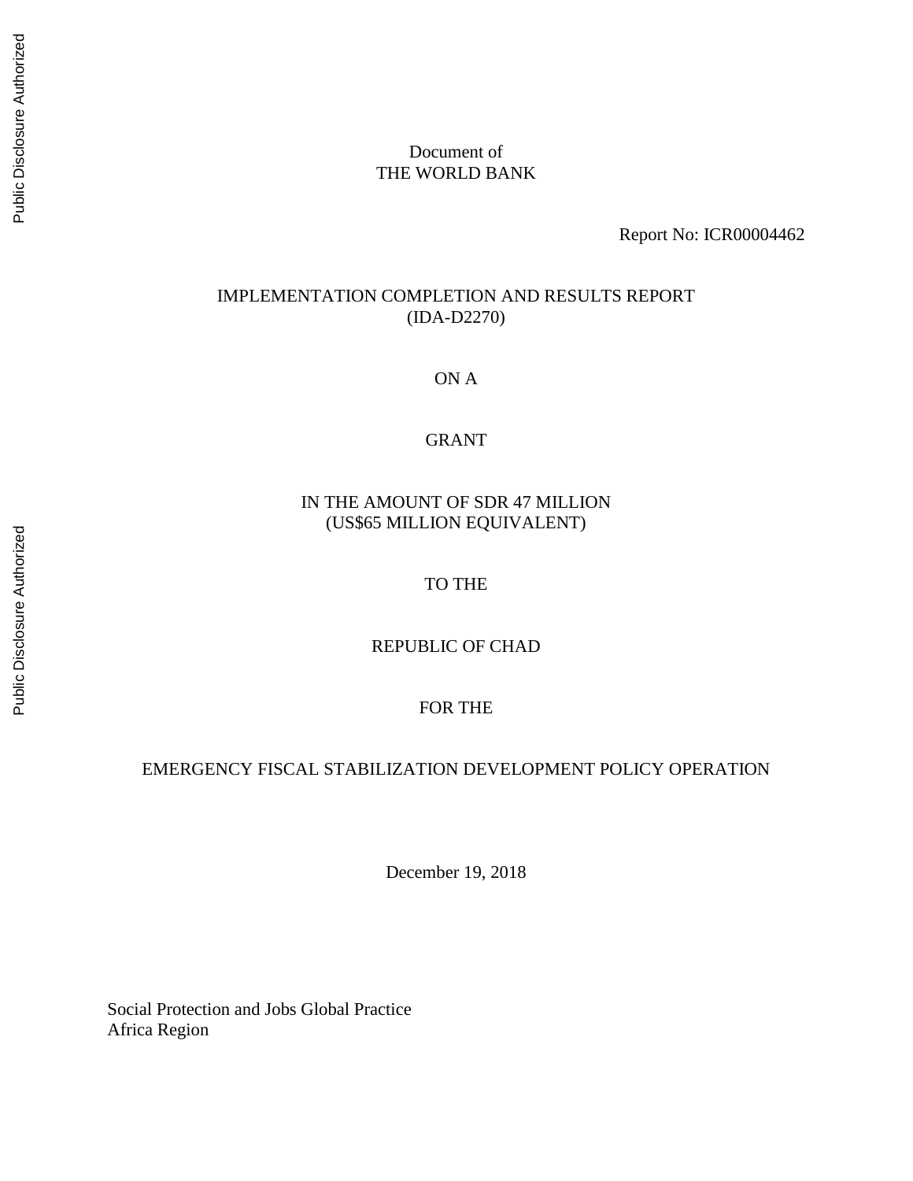Document of
THE WORLD BANK

Report No: ICR00004462

IMPLEMENTATION COMPLETION AND RESULTS REPORT
(IDA-D2270)

ON A

GRANT

IN THE AMOUNT OF SDR 47 MILLION
(US$65 MILLION EQUIVALENT)

TO THE

REPUBLIC OF CHAD

FOR THE

EMERGENCY FISCAL STABILIZATION DEVELOPMENT POLICY OPERATION

December 19, 2018

Social Protection and Jobs Global Practice
Africa Region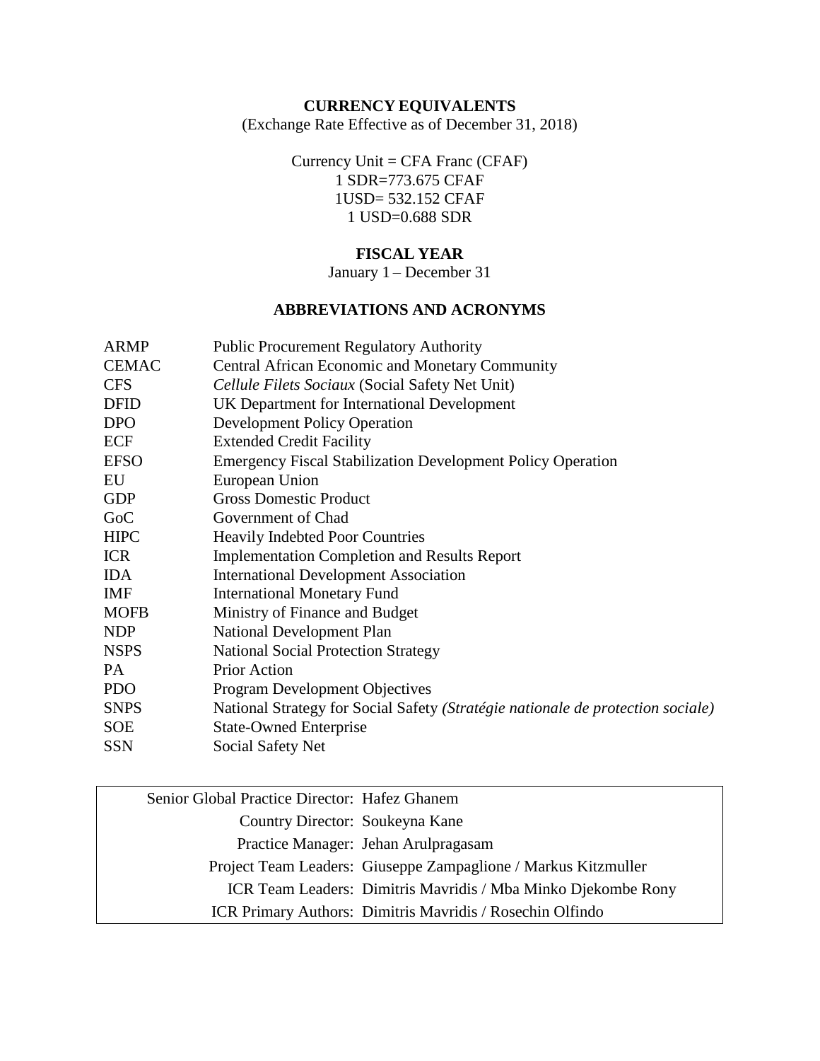**CURRENCY EQUIVALENTS**

(Exchange Rate Effective as of December 31, 2018)

Currency Unit = CFA Franc (CFAF)

1 SDR=773.675 CFAF

1USD= 532.152 CFAF

1 USD=0.688 SDR

**FISCAL YEAR**

January 1 – December 31

**ABBREVIATIONS AND ACRONYMS**

| | |
|---|---|
| ARMP | Public Procurement Regulatory Authority |
| CEMAC | Central African Economic and Monetary Community |
| CFS | *Cellule Filets Sociaux* (Social Safety Net Unit) |
| DFID | UK Department for International Development |
| DPO | Development Policy Operation |
| ECF | Extended Credit Facility |
| EFSO | Emergency Fiscal Stabilization Development Policy Operation |
| EU | European Union |
| GDP | Gross Domestic Product |
| GoC | Government of Chad |
| HIPC | Heavily Indebted Poor Countries |
| ICR | Implementation Completion and Results Report |
| IDA | International Development Association |
| IMF | International Monetary Fund |
| MOFB | Ministry of Finance and Budget |
| NDP | National Development Plan |
| NSPS | National Social Protection Strategy |
| PA | Prior Action |
| PDO | Program Development Objectives |
| SNPS | National Strategy for Social Safety *(Stratégie nationale de protection sociale)* |
| SOE | State-Owned Enterprise |
| SSN | Social Safety Net |

| | |
|---|---|
| Senior Global Practice Director: | Hafez Ghanem |
| Country Director: | Soukeyna Kane |
| Practice Manager: | Jehan Arulpragasam |
| Project Team Leaders: | Giuseppe Zampaglione / Markus Kitzmuller |
| ICR Team Leaders: | Dimitris Mavridis / Mba Minko Djekombe Rony |
| ICR Primary Authors: | Dimitris Mavridis / Rosechin Olfindo |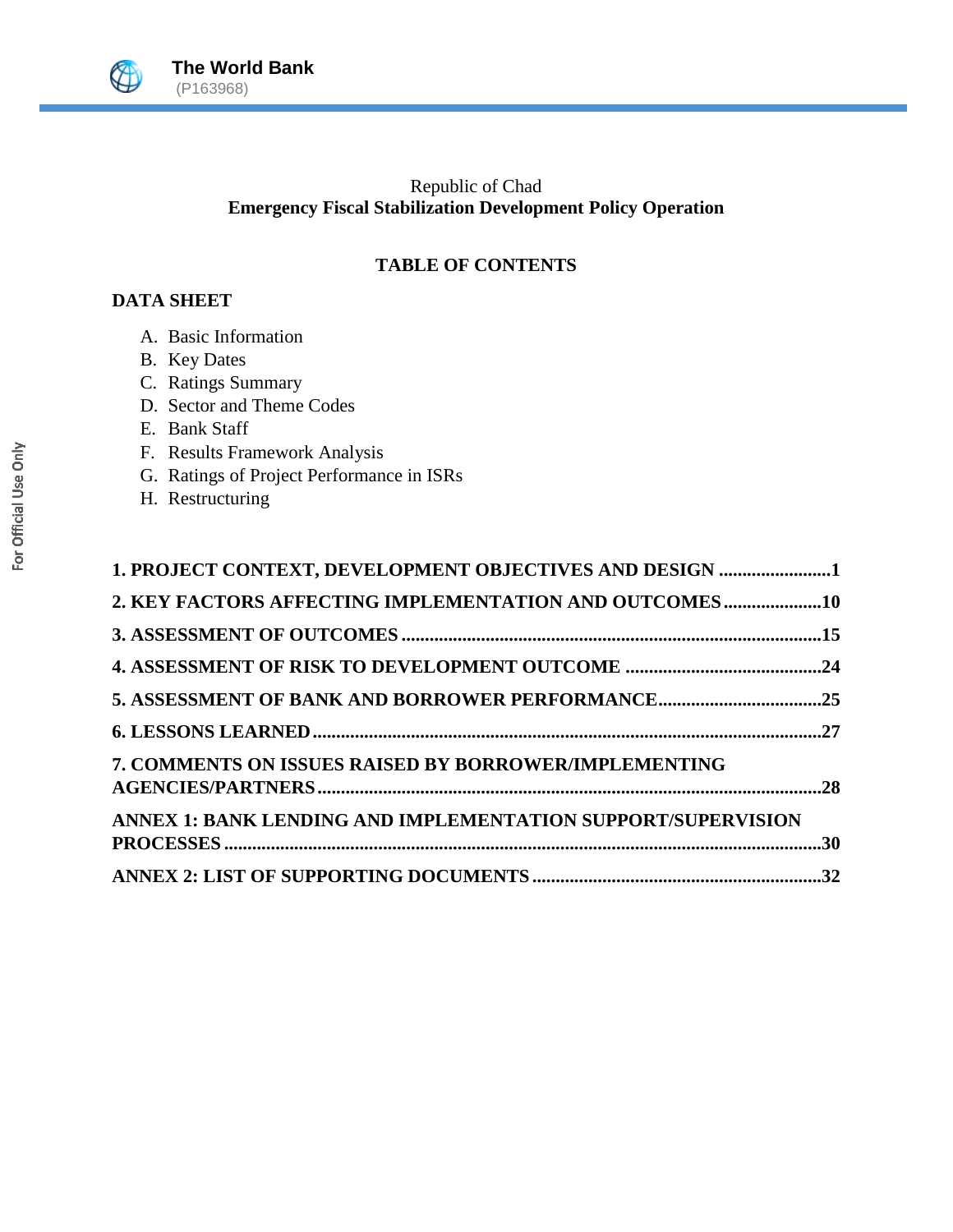Republic of Chad
**Emergency Fiscal Stabilization Development Policy Operation**

## TABLE OF CONTENTS

**DATA SHEET**

A. Basic Information
B. Key Dates
C. Ratings Summary
D. Sector and Theme Codes
E. Bank Staff
F. Results Framework Analysis
G. Ratings of Project Performance in ISRs
H. Restructuring

**1. PROJECT CONTEXT, DEVELOPMENT OBJECTIVES AND DESIGN ........................1**

**2. KEY FACTORS AFFECTING IMPLEMENTATION AND OUTCOMES .....................10**

**3. ASSESSMENT OF OUTCOMES .........................................................................................15**

**4. ASSESSMENT OF RISK TO DEVELOPMENT OUTCOME ..........................................24**

**5. ASSESSMENT OF BANK AND BORROWER PERFORMANCE...................................25**

**6. LESSONS LEARNED ............................................................................................................27**

**7. COMMENTS ON ISSUES RAISED BY BORROWER/IMPLEMENTING AGENCIES/PARTNERS ............................................................................................................28**

**ANNEX 1: BANK LENDING AND IMPLEMENTATION SUPPORT/SUPERVISION PROCESSES ...............................................................................................................................30**

**ANNEX 2: LIST OF SUPPORTING DOCUMENTS .............................................................32**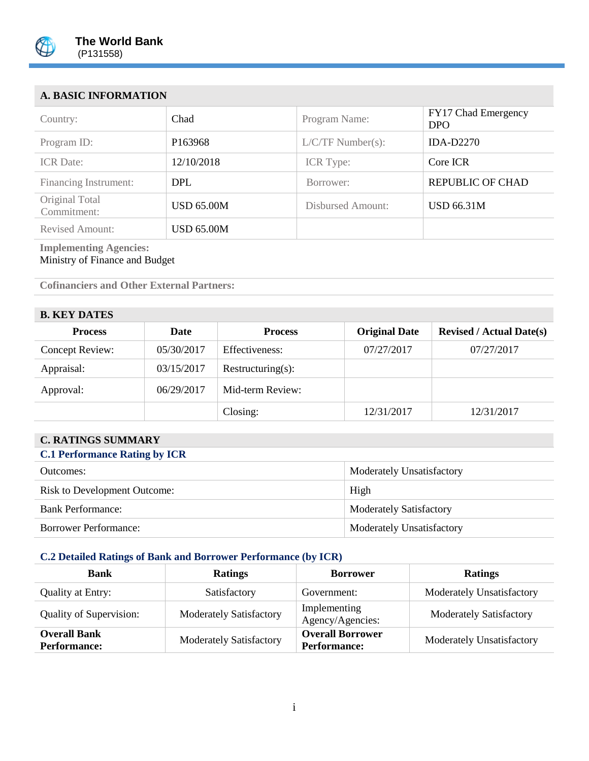**The World Bank**
(P131558)

## A. BASIC INFORMATION

| | | | |
|---|---|---|---|
| Country: | Chad | Program Name: | FY17 Chad Emergency DPO |
| Program ID: | P163968 | L/C/TF Number(s): | IDA-D2270 |
| ICR Date: | 12/10/2018 | ICR Type: | Core ICR |
| Financing Instrument: | DPL | Borrower: | REPUBLIC OF CHAD |
| Original Total Commitment: | USD 65.00M | Disbursed Amount: | USD 66.31M |
| Revised Amount: | USD 65.00M | | |

**Implementing Agencies:**
Ministry of Finance and Budget

**Cofinanciers and Other External Partners:**

## B. KEY DATES

| Process | Date | Process | Original Date | Revised / Actual Date(s) |
|---|---|---|---|---|
| Concept Review: | 05/30/2017 | Effectiveness: | 07/27/2017 | 07/27/2017 |
| Appraisal: | 03/15/2017 | Restructuring(s): | | |
| Approval: | 06/29/2017 | Mid-term Review: | | |
| | | Closing: | 12/31/2017 | 12/31/2017 |

## C. RATINGS SUMMARY

### C.1 Performance Rating by ICR

| | |
|---|---|
| Outcomes: | Moderately Unsatisfactory |
| Risk to Development Outcome: | High |
| Bank Performance: | Moderately Satisfactory |
| Borrower Performance: | Moderately Unsatisfactory |

### C.2 Detailed Ratings of Bank and Borrower Performance (by ICR)

| Bank | Ratings | Borrower | Ratings |
|---|---|---|---|
| Quality at Entry: | Satisfactory | Government: | Moderately Unsatisfactory |
| Quality of Supervision: | Moderately Satisfactory | Implementing Agency/Agencies: | Moderately Satisfactory |
| **Overall Bank Performance:** | Moderately Satisfactory | **Overall Borrower Performance:** | Moderately Unsatisfactory |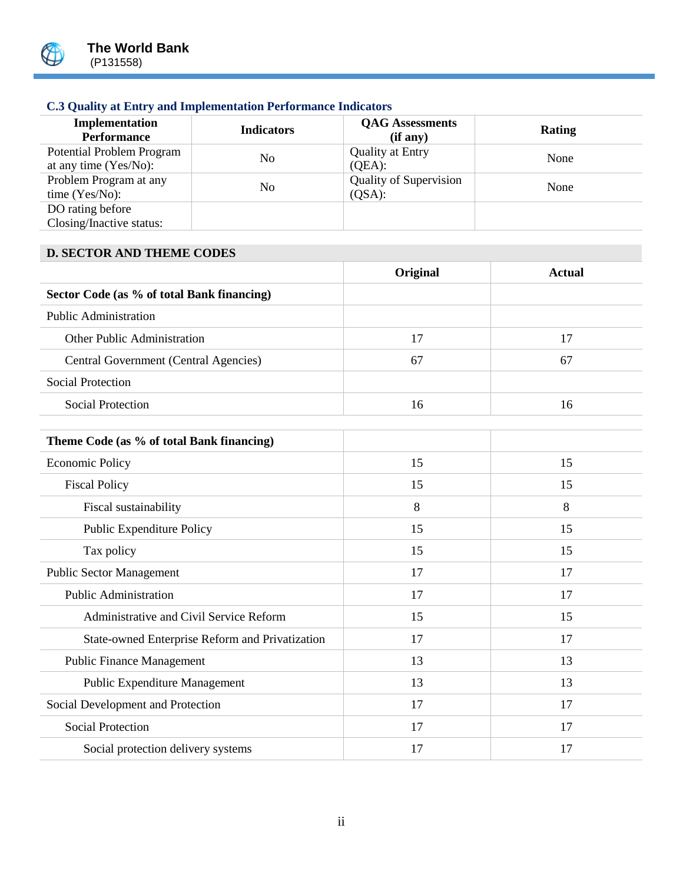### C.3 Quality at Entry and Implementation Performance Indicators

| Implementation Performance | Indicators | QAG Assessments (if any) | Rating |
|---|---|---|---|
| Potential Problem Program at any time (Yes/No): | No | Quality at Entry (QEA): | None |
| Problem Program at any time (Yes/No): | No | Quality of Supervision (QSA): | None |
| DO rating before Closing/Inactive status: | | | |

### D. SECTOR AND THEME CODES

| | Original | Actual |
|---|---|---|
| **Sector Code (as % of total Bank financing)** | | |
| Public Administration | | |
| Other Public Administration | 17 | 17 |
| Central Government (Central Agencies) | 67 | 67 |
| Social Protection | | |
| Social Protection | 16 | 16 |

| | Original | Actual |
|---|---|---|
| **Theme Code (as % of total Bank financing)** | | |
| Economic Policy | 15 | 15 |
| Fiscal Policy | 15 | 15 |
| Fiscal sustainability | 8 | 8 |
| Public Expenditure Policy | 15 | 15 |
| Tax policy | 15 | 15 |
| Public Sector Management | 17 | 17 |
| Public Administration | 17 | 17 |
| Administrative and Civil Service Reform | 15 | 15 |
| State-owned Enterprise Reform and Privatization | 17 | 17 |
| Public Finance Management | 13 | 13 |
| Public Expenditure Management | 13 | 13 |
| Social Development and Protection | 17 | 17 |
| Social Protection | 17 | 17 |
| Social protection delivery systems | 17 | 17 |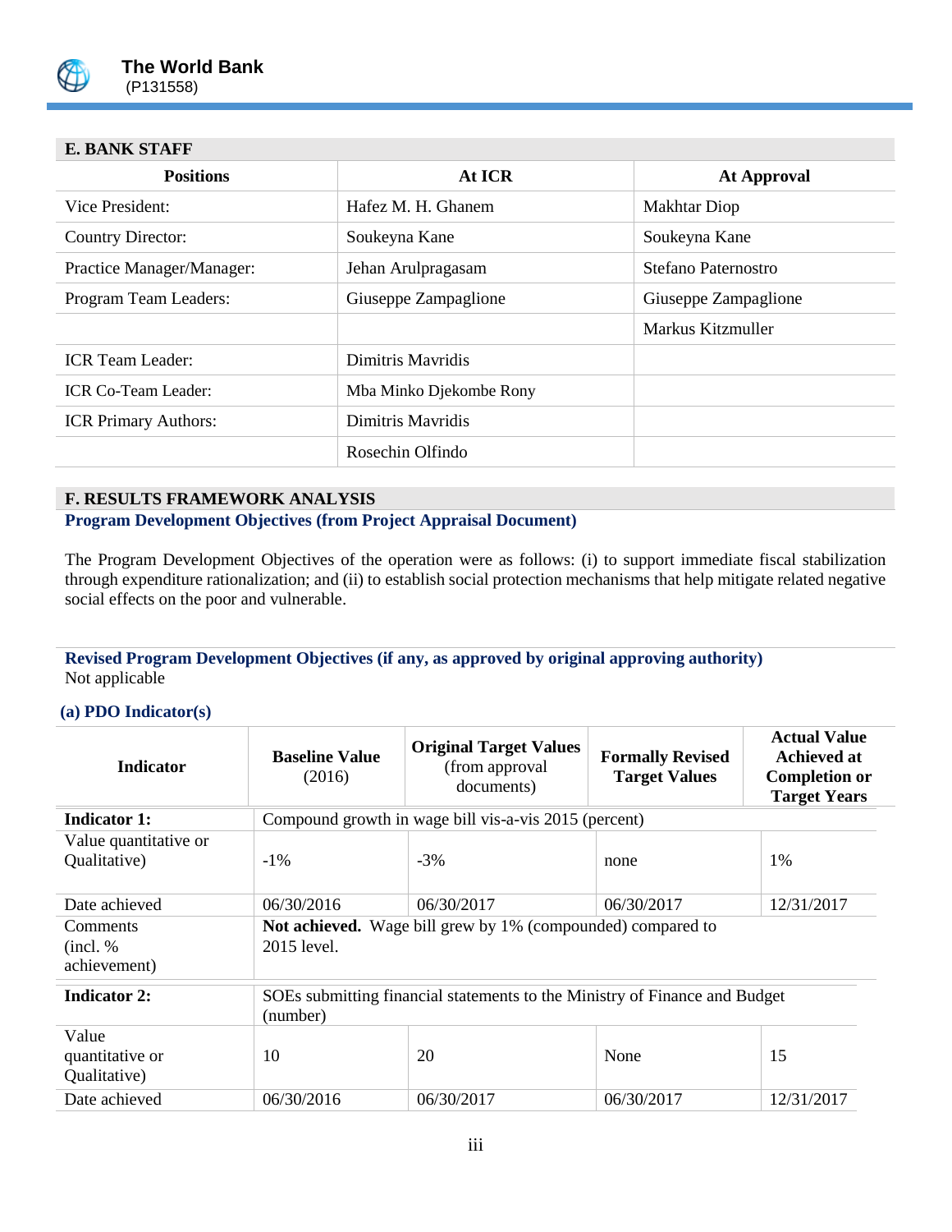## E. BANK STAFF

| Positions | At ICR | At Approval |
|---|---|---|
| Vice President: | Hafez M. H. Ghanem | Makhtar Diop |
| Country Director: | Soukeyna Kane | Soukeyna Kane |
| Practice Manager/Manager: | Jehan Arulpragasam | Stefano Paternostro |
| Program Team Leaders: | Giuseppe Zampaglione | Giuseppe Zampaglione |
| | | Markus Kitzmuller |
| ICR Team Leader: | Dimitris Mavridis | |
| ICR Co-Team Leader: | Mba Minko Djekombe Rony | |
| ICR Primary Authors: | Dimitris Mavridis | |
| | Rosechin Olfindo | |

## F. RESULTS FRAMEWORK ANALYSIS

### Program Development Objectives (from Project Appraisal Document)

The Program Development Objectives of the operation were as follows: (i) to support immediate fiscal stabilization through expenditure rationalization; and (ii) to establish social protection mechanisms that help mitigate related negative social effects on the poor and vulnerable.

### Revised Program Development Objectives (if any, as approved by original approving authority)

Not applicable

### (a) PDO Indicator(s)

| Indicator | Baseline Value (2016) | Original Target Values (from approval documents) | Formally Revised Target Values | Actual Value Achieved at Completion or Target Years |
|---|---|---|---|---|
| **Indicator 1:** | Compound growth in wage bill vis-a-vis 2015 (percent) | | | |
| Value quantitative or Qualitative) | -1% | -3% | none | 1% |
| Date achieved | 06/30/2016 | 06/30/2017 | 06/30/2017 | 12/31/2017 |
| Comments (incl. % achievement) | **Not achieved.** Wage bill grew by 1% (compounded) compared to 2015 level. | | | |
| **Indicator 2:** | SOEs submitting financial statements to the Ministry of Finance and Budget (number) | | | |
| Value quantitative or Qualitative) | 10 | 20 | None | 15 |
| Date achieved | 06/30/2016 | 06/30/2017 | 06/30/2017 | 12/31/2017 |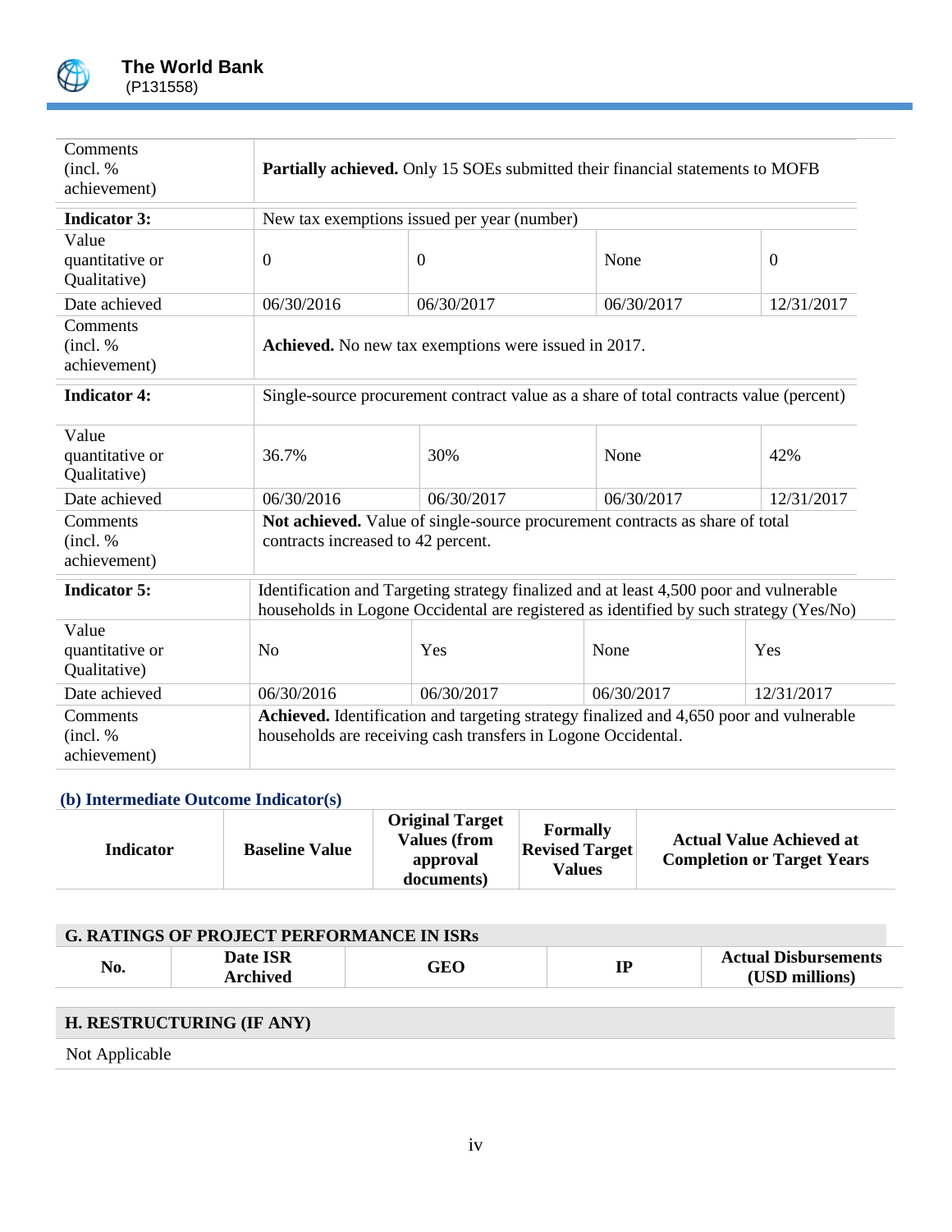| | | | | |
|---|---|---|---|---|
| Comments (incl. % achievement) | **Partially achieved.** Only 15 SOEs submitted their financial statements to MOFB | | | |
| **Indicator 3:** | New tax exemptions issued per year (number) | | | |
| Value quantitative or Qualitative) | 0 | 0 | None | 0 |
| Date achieved | 06/30/2016 | 06/30/2017 | 06/30/2017 | 12/31/2017 |
| Comments (incl. % achievement) | **Achieved.** No new tax exemptions were issued in 2017. | | | |
| **Indicator 4:** | Single-source procurement contract value as a share of total contracts value (percent) | | | |
| Value quantitative or Qualitative) | 36.7% | 30% | None | 42% |
| Date achieved | 06/30/2016 | 06/30/2017 | 06/30/2017 | 12/31/2017 |
| Comments (incl. % achievement) | **Not achieved.** Value of single-source procurement contracts as share of total contracts increased to 42 percent. | | | |
| **Indicator 5:** | Identification and Targeting strategy finalized and at least 4,500 poor and vulnerable households in Logone Occidental are registered as identified by such strategy (Yes/No) | | | |
| Value quantitative or Qualitative) | No | Yes | None | Yes |
| Date achieved | 06/30/2016 | 06/30/2017 | 06/30/2017 | 12/31/2017 |
| Comments (incl. % achievement) | **Achieved.** Identification and targeting strategy finalized and 4,650 poor and vulnerable households are receiving cash transfers in Logone Occidental. | | | |

### (b) Intermediate Outcome Indicator(s)

| Indicator | Baseline Value | Original Target Values (from approval documents) | Formally Revised Target Values | Actual Value Achieved at Completion or Target Years |
|---|---|---|---|---|

## G. RATINGS OF PROJECT PERFORMANCE IN ISRs

| No. | Date ISR Archived | GEO | IP | Actual Disbursements (USD millions) |
|---|---|---|---|---|

## H. RESTRUCTURING (IF ANY)

Not Applicable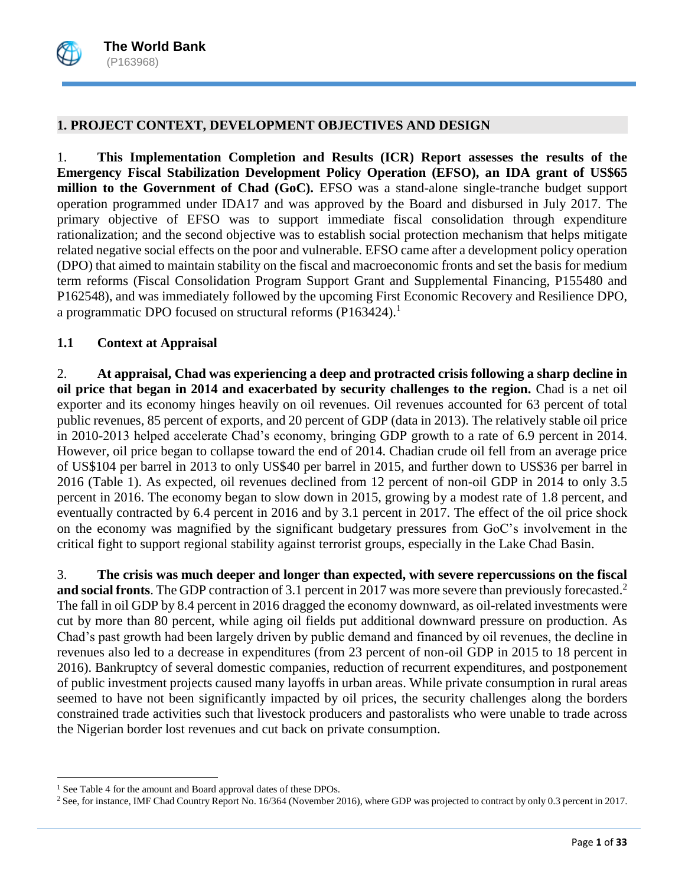## 1. PROJECT CONTEXT, DEVELOPMENT OBJECTIVES AND DESIGN

1. **This Implementation Completion and Results (ICR) Report assesses the results of the Emergency Fiscal Stabilization Development Policy Operation (EFSO), an IDA grant of US$65 million to the Government of Chad (GoC).** EFSO was a stand-alone single-tranche budget support operation programmed under IDA17 and was approved by the Board and disbursed in July 2017. The primary objective of EFSO was to support immediate fiscal consolidation through expenditure rationalization; and the second objective was to establish social protection mechanism that helps mitigate related negative social effects on the poor and vulnerable. EFSO came after a development policy operation (DPO) that aimed to maintain stability on the fiscal and macroeconomic fronts and set the basis for medium term reforms (Fiscal Consolidation Program Support Grant and Supplemental Financing, P155480 and P162548), and was immediately followed by the upcoming First Economic Recovery and Resilience DPO, a programmatic DPO focused on structural reforms (P163424).[1]

### 1.1 Context at Appraisal

2. **At appraisal, Chad was experiencing a deep and protracted crisis following a sharp decline in oil price that began in 2014 and exacerbated by security challenges to the region.** Chad is a net oil exporter and its economy hinges heavily on oil revenues. Oil revenues accounted for 63 percent of total public revenues, 85 percent of exports, and 20 percent of GDP (data in 2013). The relatively stable oil price in 2010-2013 helped accelerate Chad's economy, bringing GDP growth to a rate of 6.9 percent in 2014. However, oil price began to collapse toward the end of 2014. Chadian crude oil fell from an average price of US$104 per barrel in 2013 to only US$40 per barrel in 2015, and further down to US$36 per barrel in 2016 (Table 1). As expected, oil revenues declined from 12 percent of non-oil GDP in 2014 to only 3.5 percent in 2016. The economy began to slow down in 2015, growing by a modest rate of 1.8 percent, and eventually contracted by 6.4 percent in 2016 and by 3.1 percent in 2017. The effect of the oil price shock on the economy was magnified by the significant budgetary pressures from GoC's involvement in the critical fight to support regional stability against terrorist groups, especially in the Lake Chad Basin.

3. **The crisis was much deeper and longer than expected, with severe repercussions on the fiscal and social fronts**. The GDP contraction of 3.1 percent in 2017 was more severe than previously forecasted.[2] The fall in oil GDP by 8.4 percent in 2016 dragged the economy downward, as oil-related investments were cut by more than 80 percent, while aging oil fields put additional downward pressure on production. As Chad's past growth had been largely driven by public demand and financed by oil revenues, the decline in revenues also led to a decrease in expenditures (from 23 percent of non-oil GDP in 2015 to 18 percent in 2016). Bankruptcy of several domestic companies, reduction of recurrent expenditures, and postponement of public investment projects caused many layoffs in urban areas. While private consumption in rural areas seemed to have not been significantly impacted by oil prices, the security challenges along the borders constrained trade activities such that livestock producers and pastoralists who were unable to trade across the Nigerian border lost revenues and cut back on private consumption.

[1] See Table 4 for the amount and Board approval dates of these DPOs.

[2] See, for instance, IMF Chad Country Report No. 16/364 (November 2016), where GDP was projected to contract by only 0.3 percent in 2017.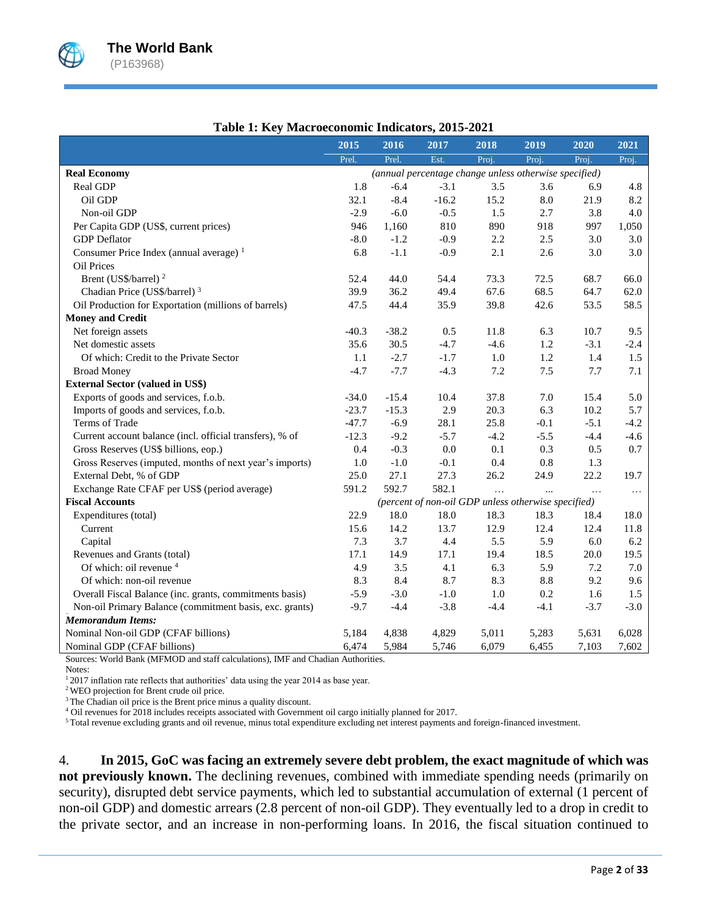**Table 1: Key Macroeconomic Indicators, 2015-2021**

| | 2015 | 2016 | 2017 | 2018 | 2019 | 2020 | 2021 |
|---|---|---|---|---|---|---|---|
| | Prel. | Prel. | Est. | Proj. | Proj. | Proj. | Proj. |
| **Real Economy** | *(annual percentage change unless otherwise specified)* | | | | | | |
| Real GDP | 1.8 | -6.4 | -3.1 | 3.5 | 3.6 | 6.9 | 4.8 |
| Oil GDP | 32.1 | -8.4 | -16.2 | 15.2 | 8.0 | 21.9 | 8.2 |
| Non-oil GDP | -2.9 | -6.0 | -0.5 | 1.5 | 2.7 | 3.8 | 4.0 |
| Per Capita GDP (US$, current prices) | 946 | 1,160 | 810 | 890 | 918 | 997 | 1,050 |
| GDP Deflator | -8.0 | -1.2 | -0.9 | 2.2 | 2.5 | 3.0 | 3.0 |
| Consumer Price Index (annual average) [1] | 6.8 | -1.1 | -0.9 | 2.1 | 2.6 | 3.0 | 3.0 |
| Oil Prices | | | | | | | |
| Brent (US$/barrel) [2] | 52.4 | 44.0 | 54.4 | 73.3 | 72.5 | 68.7 | 66.0 |
| Chadian Price (US$/barrel) [3] | 39.9 | 36.2 | 49.4 | 67.6 | 68.5 | 64.7 | 62.0 |
| Oil Production for Exportation (millions of barrels) | 47.5 | 44.4 | 35.9 | 39.8 | 42.6 | 53.5 | 58.5 |
| **Money and Credit** | | | | | | | |
| Net foreign assets | -40.3 | -38.2 | 0.5 | 11.8 | 6.3 | 10.7 | 9.5 |
| Net domestic assets | 35.6 | 30.5 | -4.7 | -4.6 | 1.2 | -3.1 | -2.4 |
| Of which: Credit to the Private Sector | 1.1 | -2.7 | -1.7 | 1.0 | 1.2 | 1.4 | 1.5 |
| Broad Money | -4.7 | -7.7 | -4.3 | 7.2 | 7.5 | 7.7 | 7.1 |
| **External Sector (valued in US$)** | | | | | | | |
| Exports of goods and services, f.o.b. | -34.0 | -15.4 | 10.4 | 37.8 | 7.0 | 15.4 | 5.0 |
| Imports of goods and services, f.o.b. | -23.7 | -15.3 | 2.9 | 20.3 | 6.3 | 10.2 | 5.7 |
| Terms of Trade | -47.7 | -6.9 | 28.1 | 25.8 | -0.1 | -5.1 | -4.2 |
| Current account balance (incl. official transfers), % of | -12.3 | -9.2 | -5.7 | -4.2 | -5.5 | -4.4 | -4.6 |
| Gross Reserves (US$ billions, eop.) | 0.4 | -0.3 | 0.0 | 0.1 | 0.3 | 0.5 | 0.7 |
| Gross Reserves (imputed, months of next year's imports) | 1.0 | -1.0 | -0.1 | 0.4 | 0.8 | 1.3 | |
| External Debt, % of GDP | 25.0 | 27.1 | 27.3 | 26.2 | 24.9 | 22.2 | 19.7 |
| Exchange Rate CFAF per US$ (period average) | 591.2 | 592.7 | 582.1 | … | ... | … | … |
| **Fiscal Accounts** | *(percent of non-oil GDP unless otherwise specified)* | | | | | | |
| Expenditures (total) | 22.9 | 18.0 | 18.0 | 18.3 | 18.3 | 18.4 | 18.0 |
| Current | 15.6 | 14.2 | 13.7 | 12.9 | 12.4 | 12.4 | 11.8 |
| Capital | 7.3 | 3.7 | 4.4 | 5.5 | 5.9 | 6.0 | 6.2 |
| Revenues and Grants (total) | 17.1 | 14.9 | 17.1 | 19.4 | 18.5 | 20.0 | 19.5 |
| Of which: oil revenue [4] | 4.9 | 3.5 | 4.1 | 6.3 | 5.9 | 7.2 | 7.0 |
| Of which: non-oil revenue | 8.3 | 8.4 | 8.7 | 8.3 | 8.8 | 9.2 | 9.6 |
| Overall Fiscal Balance (inc. grants, commitments basis) | -5.9 | -3.0 | -1.0 | 1.0 | 0.2 | 1.6 | 1.5 |
| Non-oil Primary Balance (commitment basis, exc. grants) | -9.7 | -4.4 | -3.8 | -4.4 | -4.1 | -3.7 | -3.0 |
| ***Memorandum Items:*** | | | | | | | |
| Nominal Non-oil GDP (CFAF billions) | 5,184 | 4,838 | 4,829 | 5,011 | 5,283 | 5,631 | 6,028 |
| Nominal GDP (CFAF billions) | 6,474 | 5,984 | 5,746 | 6,079 | 6,455 | 7,103 | 7,602 |

Sources: World Bank (MFMOD and staff calculations), IMF and Chadian Authorities.

Notes:

[1] 2017 inflation rate reflects that authorities' data using the year 2014 as base year.

[2] WEO projection for Brent crude oil price.

[3] The Chadian oil price is the Brent price minus a quality discount.

[4] Oil revenues for 2018 includes receipts associated with Government oil cargo initially planned for 2017.

[5] Total revenue excluding grants and oil revenue, minus total expenditure excluding net interest payments and foreign-financed investment.

4. **In 2015, GoC was facing an extremely severe debt problem, the exact magnitude of which was not previously known.** The declining revenues, combined with immediate spending needs (primarily on security), disrupted debt service payments, which led to substantial accumulation of external (1 percent of non-oil GDP) and domestic arrears (2.8 percent of non-oil GDP). They eventually led to a drop in credit to the private sector, and an increase in non-performing loans. In 2016, the fiscal situation continued to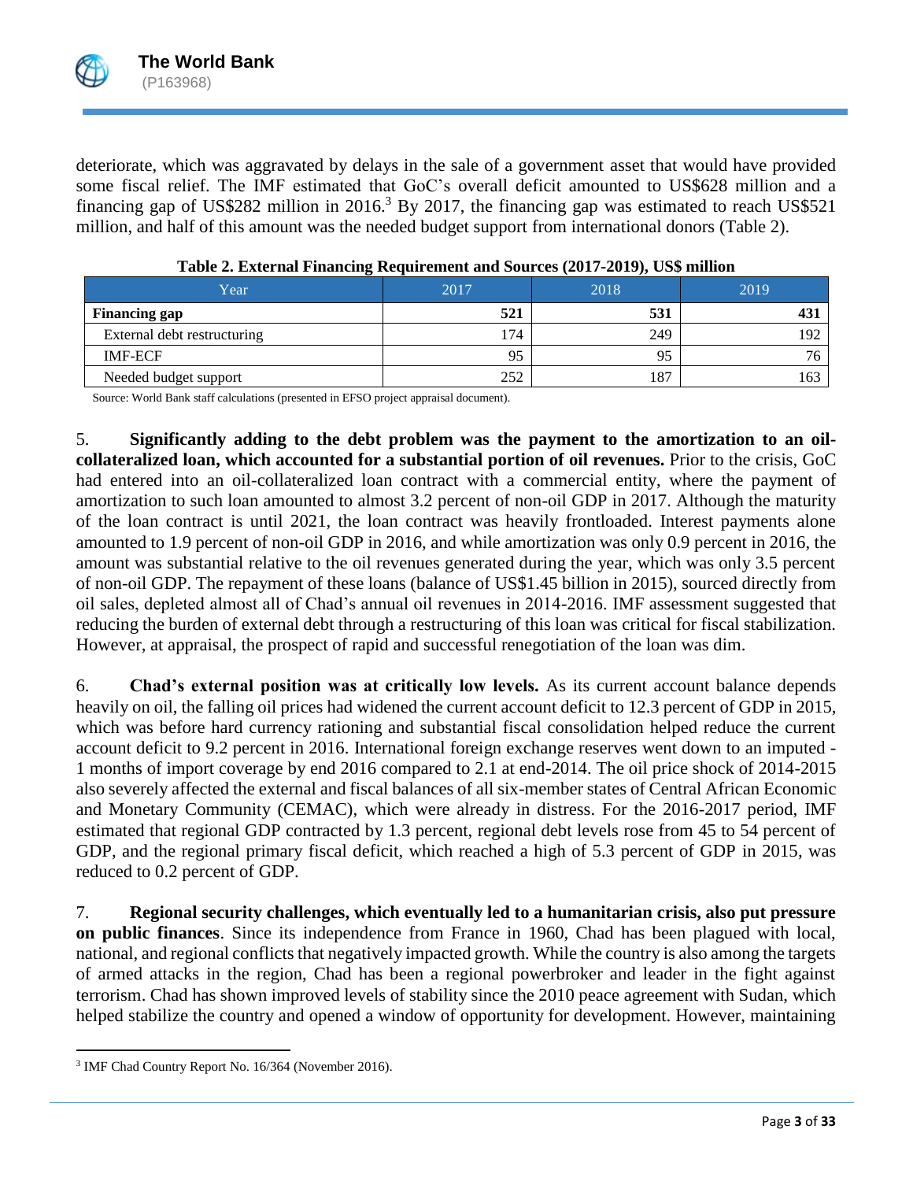deteriorate, which was aggravated by delays in the sale of a government asset that would have provided some fiscal relief. The IMF estimated that GoC's overall deficit amounted to US$628 million and a financing gap of US$282 million in 2016.[3] By 2017, the financing gap was estimated to reach US$521 million, and half of this amount was the needed budget support from international donors (Table 2).

**Table 2. External Financing Requirement and Sources (2017-2019), US$ million**

| Year | 2017 | 2018 | 2019 |
|---|---|---|---|
| **Financing gap** | **521** | **531** | **431** |
| External debt restructuring | 174 | 249 | 192 |
| IMF-ECF | 95 | 95 | 76 |
| Needed budget support | 252 | 187 | 163 |

Source: World Bank staff calculations (presented in EFSO project appraisal document).

5. **Significantly adding to the debt problem was the payment to the amortization to an oil-collateralized loan, which accounted for a substantial portion of oil revenues.** Prior to the crisis, GoC had entered into an oil-collateralized loan contract with a commercial entity, where the payment of amortization to such loan amounted to almost 3.2 percent of non-oil GDP in 2017. Although the maturity of the loan contract is until 2021, the loan contract was heavily frontloaded. Interest payments alone amounted to 1.9 percent of non-oil GDP in 2016, and while amortization was only 0.9 percent in 2016, the amount was substantial relative to the oil revenues generated during the year, which was only 3.5 percent of non-oil GDP. The repayment of these loans (balance of US$1.45 billion in 2015), sourced directly from oil sales, depleted almost all of Chad's annual oil revenues in 2014-2016. IMF assessment suggested that reducing the burden of external debt through a restructuring of this loan was critical for fiscal stabilization. However, at appraisal, the prospect of rapid and successful renegotiation of the loan was dim.

6. **Chad's external position was at critically low levels.** As its current account balance depends heavily on oil, the falling oil prices had widened the current account deficit to 12.3 percent of GDP in 2015, which was before hard currency rationing and substantial fiscal consolidation helped reduce the current account deficit to 9.2 percent in 2016. International foreign exchange reserves went down to an imputed -1 months of import coverage by end 2016 compared to 2.1 at end-2014. The oil price shock of 2014-2015 also severely affected the external and fiscal balances of all six-member states of Central African Economic and Monetary Community (CEMAC), which were already in distress. For the 2016-2017 period, IMF estimated that regional GDP contracted by 1.3 percent, regional debt levels rose from 45 to 54 percent of GDP, and the regional primary fiscal deficit, which reached a high of 5.3 percent of GDP in 2015, was reduced to 0.2 percent of GDP.

7. **Regional security challenges, which eventually led to a humanitarian crisis, also put pressure on public finances**. Since its independence from France in 1960, Chad has been plagued with local, national, and regional conflicts that negatively impacted growth. While the country is also among the targets of armed attacks in the region, Chad has been a regional powerbroker and leader in the fight against terrorism. Chad has shown improved levels of stability since the 2010 peace agreement with Sudan, which helped stabilize the country and opened a window of opportunity for development. However, maintaining

[3] IMF Chad Country Report No. 16/364 (November 2016).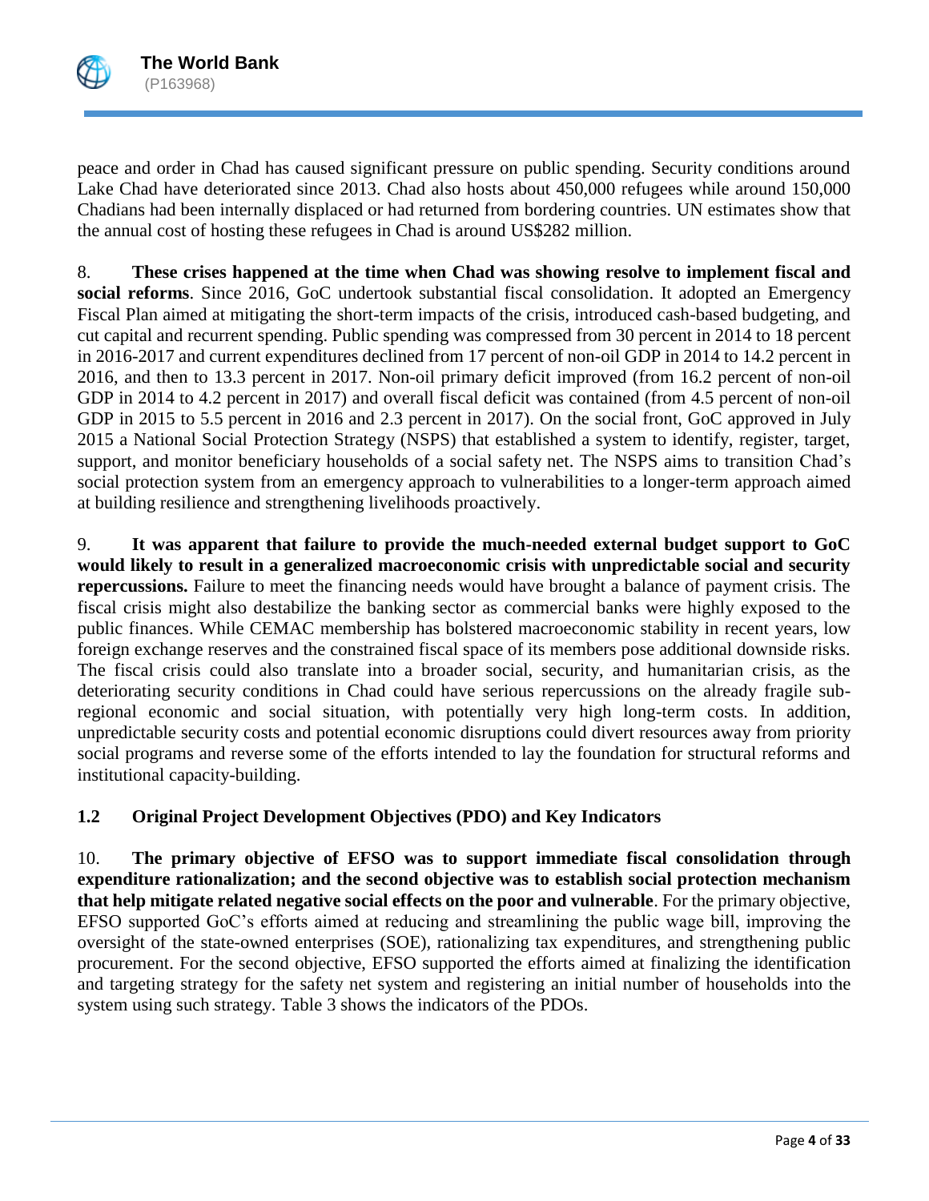peace and order in Chad has caused significant pressure on public spending. Security conditions around Lake Chad have deteriorated since 2013. Chad also hosts about 450,000 refugees while around 150,000 Chadians had been internally displaced or had returned from bordering countries. UN estimates show that the annual cost of hosting these refugees in Chad is around US$282 million.

8. **These crises happened at the time when Chad was showing resolve to implement fiscal and social reforms**. Since 2016, GoC undertook substantial fiscal consolidation. It adopted an Emergency Fiscal Plan aimed at mitigating the short-term impacts of the crisis, introduced cash-based budgeting, and cut capital and recurrent spending. Public spending was compressed from 30 percent in 2014 to 18 percent in 2016-2017 and current expenditures declined from 17 percent of non-oil GDP in 2014 to 14.2 percent in 2016, and then to 13.3 percent in 2017. Non-oil primary deficit improved (from 16.2 percent of non-oil GDP in 2014 to 4.2 percent in 2017) and overall fiscal deficit was contained (from 4.5 percent of non-oil GDP in 2015 to 5.5 percent in 2016 and 2.3 percent in 2017). On the social front, GoC approved in July 2015 a National Social Protection Strategy (NSPS) that established a system to identify, register, target, support, and monitor beneficiary households of a social safety net. The NSPS aims to transition Chad's social protection system from an emergency approach to vulnerabilities to a longer-term approach aimed at building resilience and strengthening livelihoods proactively.

9. **It was apparent that failure to provide the much-needed external budget support to GoC would likely to result in a generalized macroeconomic crisis with unpredictable social and security repercussions.** Failure to meet the financing needs would have brought a balance of payment crisis. The fiscal crisis might also destabilize the banking sector as commercial banks were highly exposed to the public finances. While CEMAC membership has bolstered macroeconomic stability in recent years, low foreign exchange reserves and the constrained fiscal space of its members pose additional downside risks. The fiscal crisis could also translate into a broader social, security, and humanitarian crisis, as the deteriorating security conditions in Chad could have serious repercussions on the already fragile sub-regional economic and social situation, with potentially very high long-term costs. In addition, unpredictable security costs and potential economic disruptions could divert resources away from priority social programs and reverse some of the efforts intended to lay the foundation for structural reforms and institutional capacity-building.

### 1.2 Original Project Development Objectives (PDO) and Key Indicators

10. **The primary objective of EFSO was to support immediate fiscal consolidation through expenditure rationalization; and the second objective was to establish social protection mechanism that help mitigate related negative social effects on the poor and vulnerable**. For the primary objective, EFSO supported GoC's efforts aimed at reducing and streamlining the public wage bill, improving the oversight of the state-owned enterprises (SOE), rationalizing tax expenditures, and strengthening public procurement. For the second objective, EFSO supported the efforts aimed at finalizing the identification and targeting strategy for the safety net system and registering an initial number of households into the system using such strategy. Table 3 shows the indicators of the PDOs.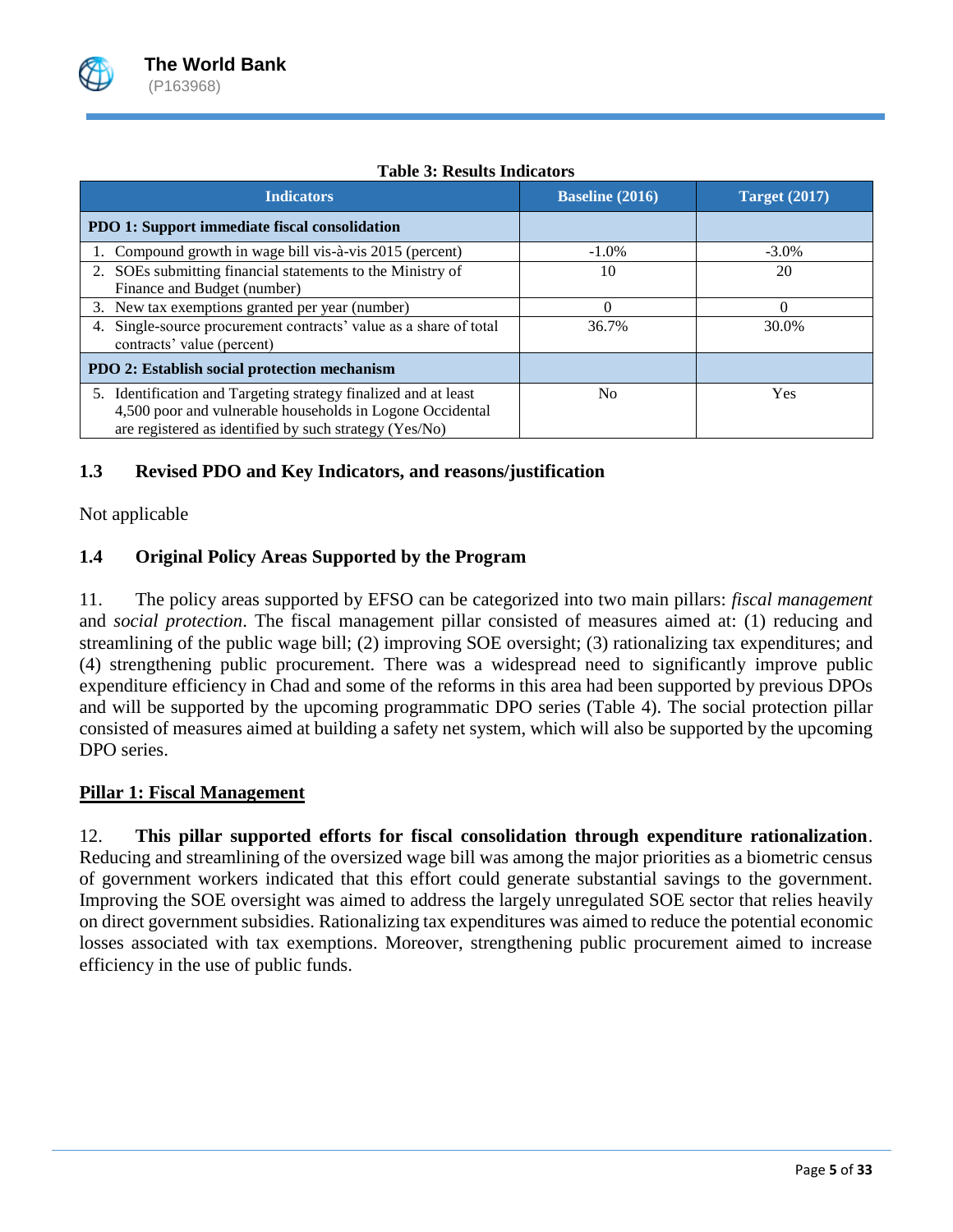**Table 3: Results Indicators**

| Indicators | Baseline (2016) | Target (2017) |
|---|---|---|
| **PDO 1: Support immediate fiscal consolidation** | | |
| 1. Compound growth in wage bill vis-à-vis 2015 (percent) | -1.0% | -3.0% |
| 2. SOEs submitting financial statements to the Ministry of Finance and Budget (number) | 10 | 20 |
| 3. New tax exemptions granted per year (number) | 0 | 0 |
| 4. Single-source procurement contracts' value as a share of total contracts' value (percent) | 36.7% | 30.0% |
| **PDO 2: Establish social protection mechanism** | | |
| 5. Identification and Targeting strategy finalized and at least 4,500 poor and vulnerable households in Logone Occidental are registered as identified by such strategy (Yes/No) | No | Yes |

### 1.3 Revised PDO and Key Indicators, and reasons/justification

Not applicable

### 1.4 Original Policy Areas Supported by the Program

11. The policy areas supported by EFSO can be categorized into two main pillars: *fiscal management* and *social protection*. The fiscal management pillar consisted of measures aimed at: (1) reducing and streamlining of the public wage bill; (2) improving SOE oversight; (3) rationalizing tax expenditures; and (4) strengthening public procurement. There was a widespread need to significantly improve public expenditure efficiency in Chad and some of the reforms in this area had been supported by previous DPOs and will be supported by the upcoming programmatic DPO series (Table 4). The social protection pillar consisted of measures aimed at building a safety net system, which will also be supported by the upcoming DPO series.

**Pillar 1: Fiscal Management**

12. **This pillar supported efforts for fiscal consolidation through expenditure rationalization**. Reducing and streamlining of the oversized wage bill was among the major priorities as a biometric census of government workers indicated that this effort could generate substantial savings to the government. Improving the SOE oversight was aimed to address the largely unregulated SOE sector that relies heavily on direct government subsidies. Rationalizing tax expenditures was aimed to reduce the potential economic losses associated with tax exemptions. Moreover, strengthening public procurement aimed to increase efficiency in the use of public funds.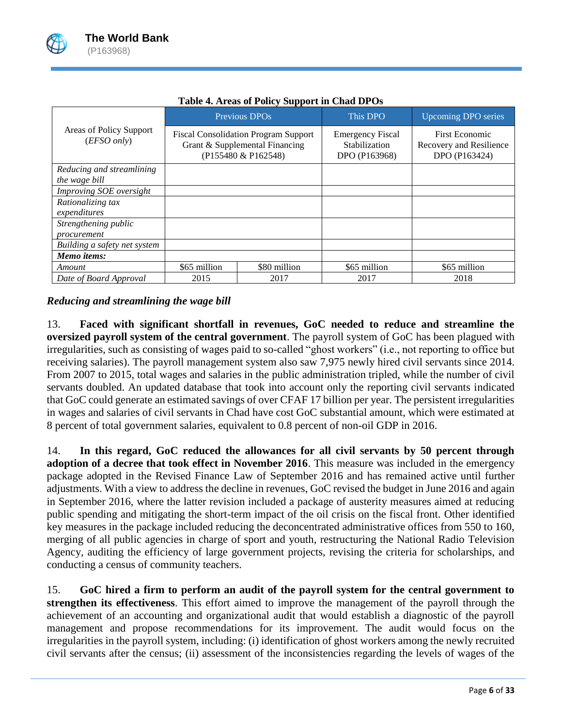**Table 4. Areas of Policy Support in Chad DPOs**

| Areas of Policy Support (*EFSO only*) | Previous DPOs | | This DPO | Upcoming DPO series |
|---|---|---|---|---|
| | Fiscal Consolidation Program Support Grant & Supplemental Financing (P155480 & P162548) | | Emergency Fiscal Stabilization DPO (P163968) | First Economic Recovery and Resilience DPO (P163424) |
| *Reducing and streamlining the wage bill* | | | | |
| *Improving SOE oversight* | | | | |
| *Rationalizing tax expenditures* | | | | |
| *Strengthening public procurement* | | | | |
| *Building a safety net system* | | | | |
| ***Memo items:*** | | | | |
| *Amount* | $65 million | $80 million | $65 million | $65 million |
| *Date of Board Approval* | 2015 | 2017 | 2017 | 2018 |

### *Reducing and streamlining the wage bill*

13. **Faced with significant shortfall in revenues, GoC needed to reduce and streamline the oversized payroll system of the central government**. The payroll system of GoC has been plagued with irregularities, such as consisting of wages paid to so-called "ghost workers" (i.e., not reporting to office but receiving salaries). The payroll management system also saw 7,975 newly hired civil servants since 2014. From 2007 to 2015, total wages and salaries in the public administration tripled, while the number of civil servants doubled. An updated database that took into account only the reporting civil servants indicated that GoC could generate an estimated savings of over CFAF 17 billion per year. The persistent irregularities in wages and salaries of civil servants in Chad have cost GoC substantial amount, which were estimated at 8 percent of total government salaries, equivalent to 0.8 percent of non-oil GDP in 2016.

14. **In this regard, GoC reduced the allowances for all civil servants by 50 percent through adoption of a decree that took effect in November 2016**. This measure was included in the emergency package adopted in the Revised Finance Law of September 2016 and has remained active until further adjustments. With a view to address the decline in revenues, GoC revised the budget in June 2016 and again in September 2016, where the latter revision included a package of austerity measures aimed at reducing public spending and mitigating the short-term impact of the oil crisis on the fiscal front. Other identified key measures in the package included reducing the deconcentrated administrative offices from 550 to 160, merging of all public agencies in charge of sport and youth, restructuring the National Radio Television Agency, auditing the efficiency of large government projects, revising the criteria for scholarships, and conducting a census of community teachers.

15. **GoC hired a firm to perform an audit of the payroll system for the central government to strengthen its effectiveness**. This effort aimed to improve the management of the payroll through the achievement of an accounting and organizational audit that would establish a diagnostic of the payroll management and propose recommendations for its improvement. The audit would focus on the irregularities in the payroll system, including: (i) identification of ghost workers among the newly recruited civil servants after the census; (ii) assessment of the inconsistencies regarding the levels of wages of the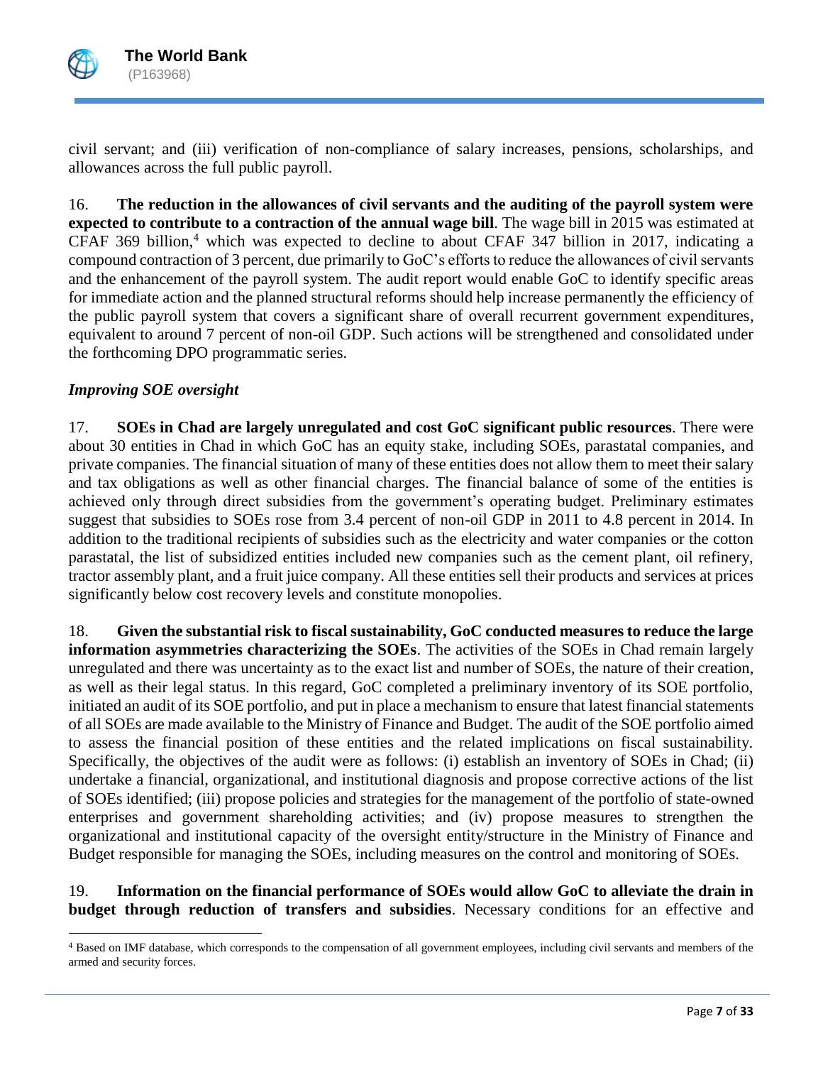civil servant; and (iii) verification of non-compliance of salary increases, pensions, scholarships, and allowances across the full public payroll.

16. **The reduction in the allowances of civil servants and the auditing of the payroll system were expected to contribute to a contraction of the annual wage bill**. The wage bill in 2015 was estimated at CFAF 369 billion,[4] which was expected to decline to about CFAF 347 billion in 2017, indicating a compound contraction of 3 percent, due primarily to GoC's efforts to reduce the allowances of civil servants and the enhancement of the payroll system. The audit report would enable GoC to identify specific areas for immediate action and the planned structural reforms should help increase permanently the efficiency of the public payroll system that covers a significant share of overall recurrent government expenditures, equivalent to around 7 percent of non-oil GDP. Such actions will be strengthened and consolidated under the forthcoming DPO programmatic series.

***Improving SOE oversight***

17. **SOEs in Chad are largely unregulated and cost GoC significant public resources**. There were about 30 entities in Chad in which GoC has an equity stake, including SOEs, parastatal companies, and private companies. The financial situation of many of these entities does not allow them to meet their salary and tax obligations as well as other financial charges. The financial balance of some of the entities is achieved only through direct subsidies from the government's operating budget. Preliminary estimates suggest that subsidies to SOEs rose from 3.4 percent of non-oil GDP in 2011 to 4.8 percent in 2014. In addition to the traditional recipients of subsidies such as the electricity and water companies or the cotton parastatal, the list of subsidized entities included new companies such as the cement plant, oil refinery, tractor assembly plant, and a fruit juice company. All these entities sell their products and services at prices significantly below cost recovery levels and constitute monopolies.

18. **Given the substantial risk to fiscal sustainability, GoC conducted measures to reduce the large information asymmetries characterizing the SOEs**. The activities of the SOEs in Chad remain largely unregulated and there was uncertainty as to the exact list and number of SOEs, the nature of their creation, as well as their legal status. In this regard, GoC completed a preliminary inventory of its SOE portfolio, initiated an audit of its SOE portfolio, and put in place a mechanism to ensure that latest financial statements of all SOEs are made available to the Ministry of Finance and Budget. The audit of the SOE portfolio aimed to assess the financial position of these entities and the related implications on fiscal sustainability. Specifically, the objectives of the audit were as follows: (i) establish an inventory of SOEs in Chad; (ii) undertake a financial, organizational, and institutional diagnosis and propose corrective actions of the list of SOEs identified; (iii) propose policies and strategies for the management of the portfolio of state-owned enterprises and government shareholding activities; and (iv) propose measures to strengthen the organizational and institutional capacity of the oversight entity/structure in the Ministry of Finance and Budget responsible for managing the SOEs, including measures on the control and monitoring of SOEs.

19. **Information on the financial performance of SOEs would allow GoC to alleviate the drain in budget through reduction of transfers and subsidies**. Necessary conditions for an effective and

[4] Based on IMF database, which corresponds to the compensation of all government employees, including civil servants and members of the armed and security forces.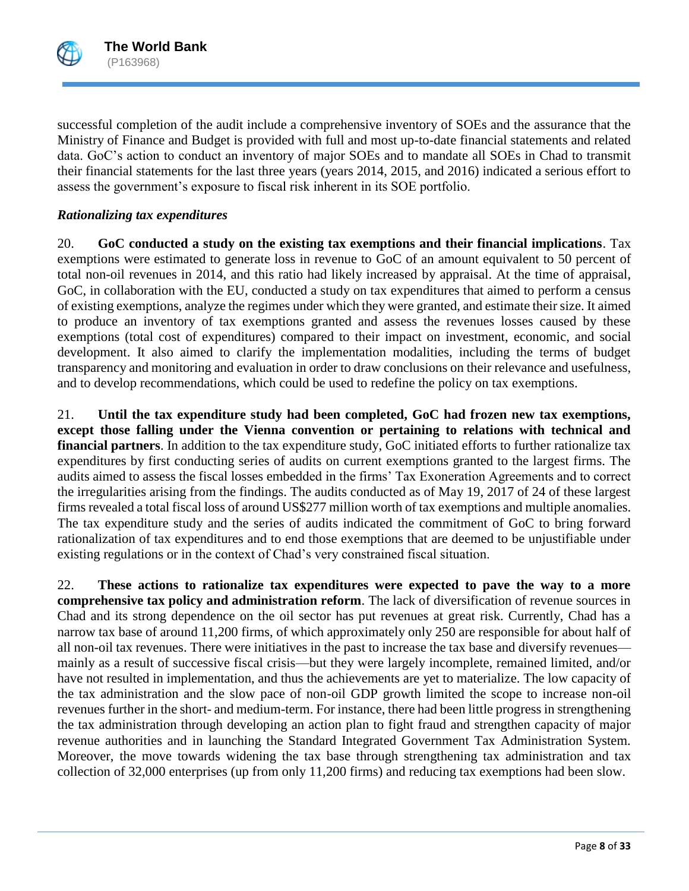successful completion of the audit include a comprehensive inventory of SOEs and the assurance that the Ministry of Finance and Budget is provided with full and most up-to-date financial statements and related data. GoC's action to conduct an inventory of major SOEs and to mandate all SOEs in Chad to transmit their financial statements for the last three years (years 2014, 2015, and 2016) indicated a serious effort to assess the government's exposure to fiscal risk inherent in its SOE portfolio.

*Rationalizing tax expenditures*

20. **GoC conducted a study on the existing tax exemptions and their financial implications**. Tax exemptions were estimated to generate loss in revenue to GoC of an amount equivalent to 50 percent of total non-oil revenues in 2014, and this ratio had likely increased by appraisal. At the time of appraisal, GoC, in collaboration with the EU, conducted a study on tax expenditures that aimed to perform a census of existing exemptions, analyze the regimes under which they were granted, and estimate their size. It aimed to produce an inventory of tax exemptions granted and assess the revenues losses caused by these exemptions (total cost of expenditures) compared to their impact on investment, economic, and social development. It also aimed to clarify the implementation modalities, including the terms of budget transparency and monitoring and evaluation in order to draw conclusions on their relevance and usefulness, and to develop recommendations, which could be used to redefine the policy on tax exemptions.

21. **Until the tax expenditure study had been completed, GoC had frozen new tax exemptions, except those falling under the Vienna convention or pertaining to relations with technical and financial partners**. In addition to the tax expenditure study, GoC initiated efforts to further rationalize tax expenditures by first conducting series of audits on current exemptions granted to the largest firms. The audits aimed to assess the fiscal losses embedded in the firms' Tax Exoneration Agreements and to correct the irregularities arising from the findings. The audits conducted as of May 19, 2017 of 24 of these largest firms revealed a total fiscal loss of around US$277 million worth of tax exemptions and multiple anomalies. The tax expenditure study and the series of audits indicated the commitment of GoC to bring forward rationalization of tax expenditures and to end those exemptions that are deemed to be unjustifiable under existing regulations or in the context of Chad's very constrained fiscal situation.

22. **These actions to rationalize tax expenditures were expected to pave the way to a more comprehensive tax policy and administration reform**. The lack of diversification of revenue sources in Chad and its strong dependence on the oil sector has put revenues at great risk. Currently, Chad has a narrow tax base of around 11,200 firms, of which approximately only 250 are responsible for about half of all non-oil tax revenues. There were initiatives in the past to increase the tax base and diversify revenues—mainly as a result of successive fiscal crisis—but they were largely incomplete, remained limited, and/or have not resulted in implementation, and thus the achievements are yet to materialize. The low capacity of the tax administration and the slow pace of non-oil GDP growth limited the scope to increase non-oil revenues further in the short- and medium-term. For instance, there had been little progress in strengthening the tax administration through developing an action plan to fight fraud and strengthen capacity of major revenue authorities and in launching the Standard Integrated Government Tax Administration System. Moreover, the move towards widening the tax base through strengthening tax administration and tax collection of 32,000 enterprises (up from only 11,200 firms) and reducing tax exemptions had been slow.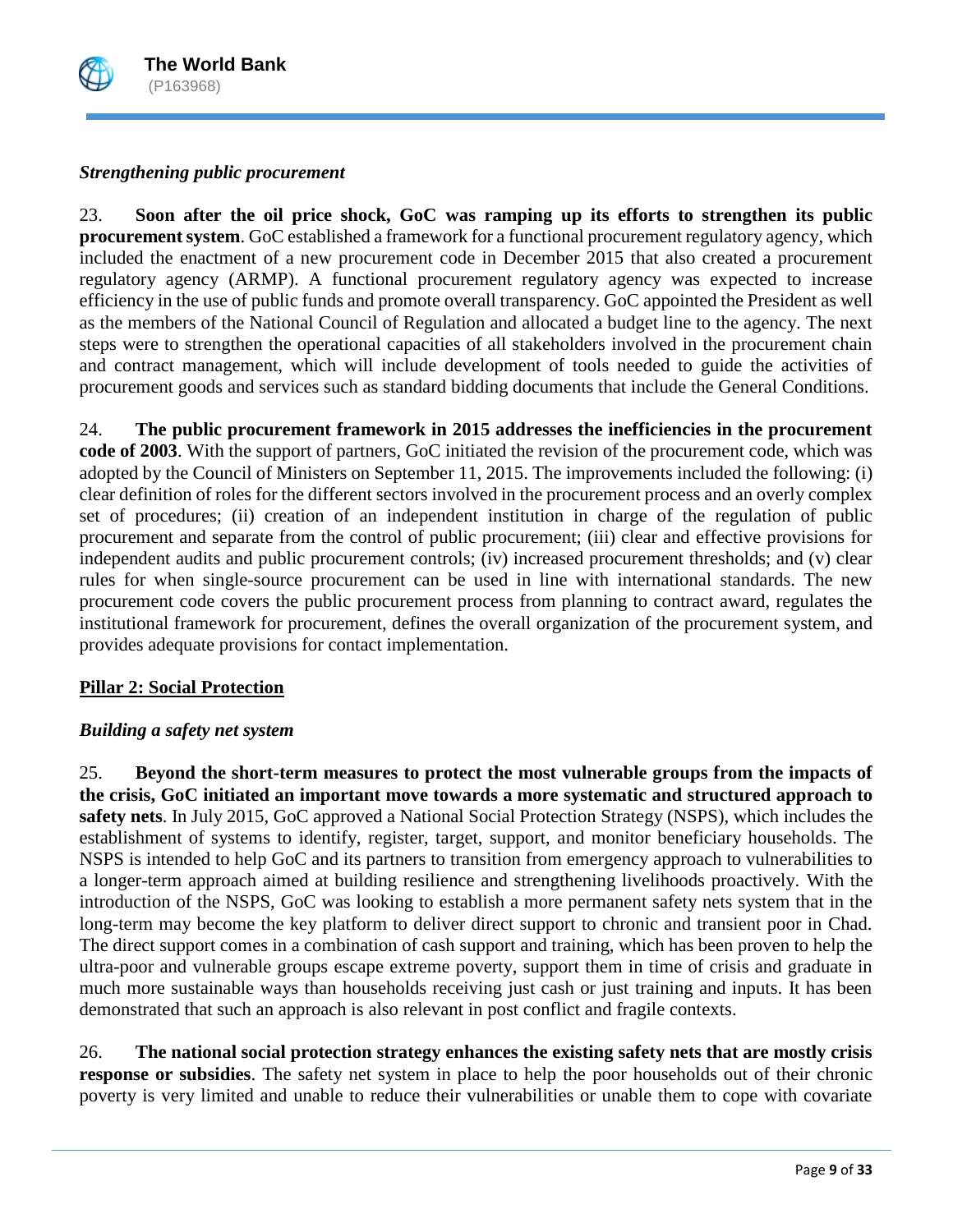*Strengthening public procurement*

23. **Soon after the oil price shock, GoC was ramping up its efforts to strengthen its public procurement system**. GoC established a framework for a functional procurement regulatory agency, which included the enactment of a new procurement code in December 2015 that also created a procurement regulatory agency (ARMP). A functional procurement regulatory agency was expected to increase efficiency in the use of public funds and promote overall transparency. GoC appointed the President as well as the members of the National Council of Regulation and allocated a budget line to the agency. The next steps were to strengthen the operational capacities of all stakeholders involved in the procurement chain and contract management, which will include development of tools needed to guide the activities of procurement goods and services such as standard bidding documents that include the General Conditions.

24. **The public procurement framework in 2015 addresses the inefficiencies in the procurement code of 2003**. With the support of partners, GoC initiated the revision of the procurement code, which was adopted by the Council of Ministers on September 11, 2015. The improvements included the following: (i) clear definition of roles for the different sectors involved in the procurement process and an overly complex set of procedures; (ii) creation of an independent institution in charge of the regulation of public procurement and separate from the control of public procurement; (iii) clear and effective provisions for independent audits and public procurement controls; (iv) increased procurement thresholds; and (v) clear rules for when single-source procurement can be used in line with international standards. The new procurement code covers the public procurement process from planning to contract award, regulates the institutional framework for procurement, defines the overall organization of the procurement system, and provides adequate provisions for contact implementation.

## Pillar 2: Social Protection

*Building a safety net system*

25. **Beyond the short-term measures to protect the most vulnerable groups from the impacts of the crisis, GoC initiated an important move towards a more systematic and structured approach to safety nets**. In July 2015, GoC approved a National Social Protection Strategy (NSPS), which includes the establishment of systems to identify, register, target, support, and monitor beneficiary households. The NSPS is intended to help GoC and its partners to transition from emergency approach to vulnerabilities to a longer-term approach aimed at building resilience and strengthening livelihoods proactively. With the introduction of the NSPS, GoC was looking to establish a more permanent safety nets system that in the long-term may become the key platform to deliver direct support to chronic and transient poor in Chad. The direct support comes in a combination of cash support and training, which has been proven to help the ultra-poor and vulnerable groups escape extreme poverty, support them in time of crisis and graduate in much more sustainable ways than households receiving just cash or just training and inputs. It has been demonstrated that such an approach is also relevant in post conflict and fragile contexts.

26. **The national social protection strategy enhances the existing safety nets that are mostly crisis response or subsidies**. The safety net system in place to help the poor households out of their chronic poverty is very limited and unable to reduce their vulnerabilities or unable them to cope with covariate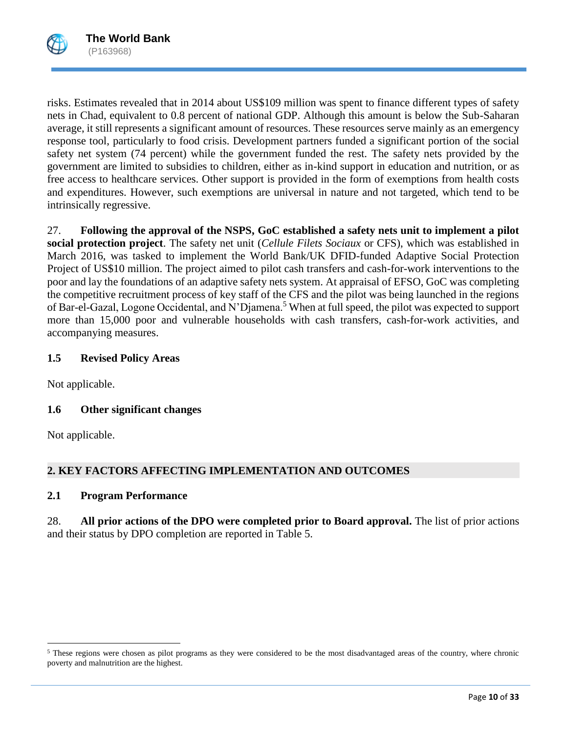risks. Estimates revealed that in 2014 about US$109 million was spent to finance different types of safety nets in Chad, equivalent to 0.8 percent of national GDP. Although this amount is below the Sub-Saharan average, it still represents a significant amount of resources. These resources serve mainly as an emergency response tool, particularly to food crisis. Development partners funded a significant portion of the social safety net system (74 percent) while the government funded the rest. The safety nets provided by the government are limited to subsidies to children, either as in-kind support in education and nutrition, or as free access to healthcare services. Other support is provided in the form of exemptions from health costs and expenditures. However, such exemptions are universal in nature and not targeted, which tend to be intrinsically regressive.

27. **Following the approval of the NSPS, GoC established a safety nets unit to implement a pilot social protection project**. The safety net unit (*Cellule Filets Sociaux* or CFS), which was established in March 2016, was tasked to implement the World Bank/UK DFID-funded Adaptive Social Protection Project of US$10 million. The project aimed to pilot cash transfers and cash-for-work interventions to the poor and lay the foundations of an adaptive safety nets system. At appraisal of EFSO, GoC was completing the competitive recruitment process of key staff of the CFS and the pilot was being launched in the regions of Bar-el-Gazal, Logone Occidental, and N'Djamena.[5] When at full speed, the pilot was expected to support more than 15,000 poor and vulnerable households with cash transfers, cash-for-work activities, and accompanying measures.

### 1.5 Revised Policy Areas

Not applicable.

### 1.6 Other significant changes

Not applicable.

## 2. KEY FACTORS AFFECTING IMPLEMENTATION AND OUTCOMES

### 2.1 Program Performance

28. **All prior actions of the DPO were completed prior to Board approval.** The list of prior actions and their status by DPO completion are reported in Table 5.

[5] These regions were chosen as pilot programs as they were considered to be the most disadvantaged areas of the country, where chronic poverty and malnutrition are the highest.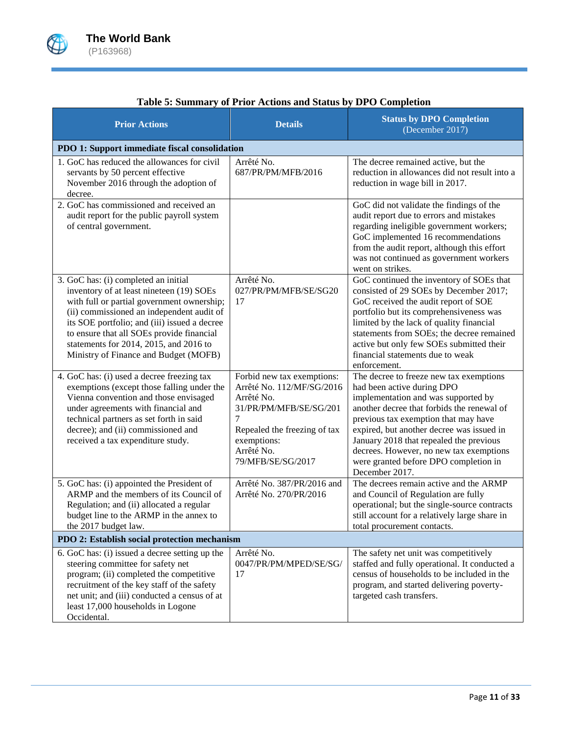**Table 5: Summary of Prior Actions and Status by DPO Completion**

| Prior Actions | Details | Status by DPO Completion (December 2017) |
|---|---|---|
| **PDO 1: Support immediate fiscal consolidation** | | |
| 1. GoC has reduced the allowances for civil servants by 50 percent effective November 2016 through the adoption of decree. | Arrêté No. 687/PR/PM/MFB/2016 | The decree remained active, but the reduction in allowances did not result into a reduction in wage bill in 2017. |
| 2. GoC has commissioned and received an audit report for the public payroll system of central government. | | GoC did not validate the findings of the audit report due to errors and mistakes regarding ineligible government workers; GoC implemented 16 recommendations from the audit report, although this effort was not continued as government workers went on strikes. |
| 3. GoC has: (i) completed an initial inventory of at least nineteen (19) SOEs with full or partial government ownership; (ii) commissioned an independent audit of its SOE portfolio; and (iii) issued a decree to ensure that all SOEs provide financial statements for 2014, 2015, and 2016 to Ministry of Finance and Budget (MOFB) | Arrêté No. 027/PR/PM/MFB/SE/SG2017 | GoC continued the inventory of SOEs that consisted of 29 SOEs by December 2017; GoC received the audit report of SOE portfolio but its comprehensiveness was limited by the lack of quality financial statements from SOEs; the decree remained active but only few SOEs submitted their financial statements due to weak enforcement. |
| 4. GoC has: (i) used a decree freezing tax exemptions (except those falling under the Vienna convention and those envisaged under agreements with financial and technical partners as set forth in said decree); and (ii) commissioned and received a tax expenditure study. | Forbid new tax exemptions: Arrêté No. 112/MF/SG/2016 Arrêté No. 31/PR/PM/MFB/SE/SG/2017 Repealed the freezing of tax exemptions: Arrêté No. 79/MFB/SE/SG/2017 | The decree to freeze new tax exemptions had been active during DPO implementation and was supported by another decree that forbids the renewal of previous tax exemption that may have expired, but another decree was issued in January 2018 that repealed the previous decrees. However, no new tax exemptions were granted before DPO completion in December 2017. |
| 5. GoC has: (i) appointed the President of ARMP and the members of its Council of Regulation; and (ii) allocated a regular budget line to the ARMP in the annex to the 2017 budget law. | Arrêté No. 387/PR/2016 and Arrêté No. 270/PR/2016 | The decrees remain active and the ARMP and Council of Regulation are fully operational; but the single-source contracts still account for a relatively large share in total procurement contacts. |
| **PDO 2: Establish social protection mechanism** | | |
| 6. GoC has: (i) issued a decree setting up the steering committee for safety net program; (ii) completed the competitive recruitment of the key staff of the safety net unit; and (iii) conducted a census of at least 17,000 households in Logone Occidental. | Arrêté No. 0047/PR/PM/MPED/SE/SG/17 | The safety net unit was competitively staffed and fully operational. It conducted a census of households to be included in the program, and started delivering poverty-targeted cash transfers. |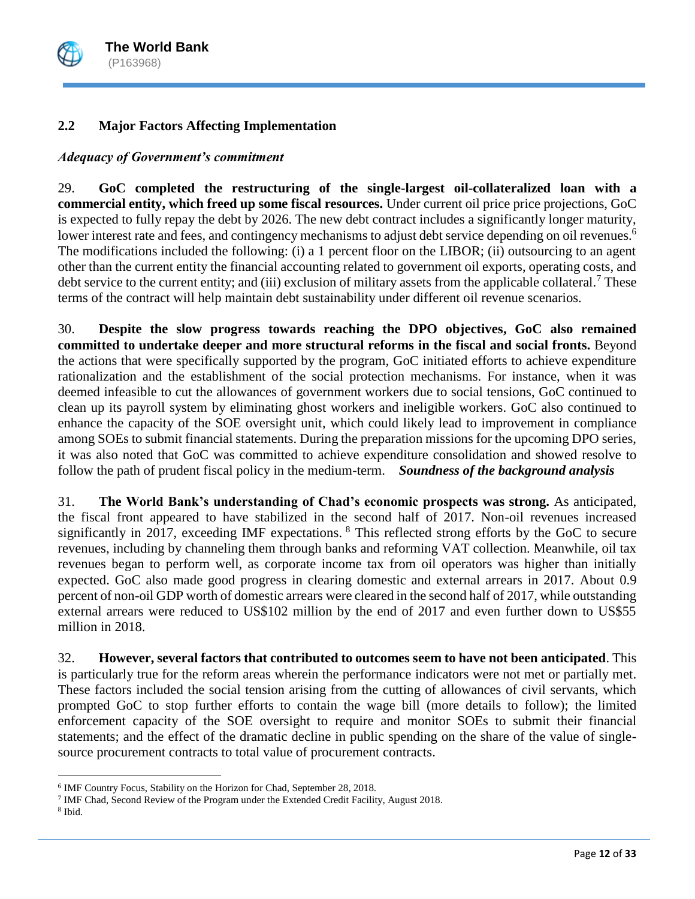## 2.2 Major Factors Affecting Implementation

### *Adequacy of Government's commitment*

29. **GoC completed the restructuring of the single-largest oil-collateralized loan with a commercial entity, which freed up some fiscal resources.** Under current oil price price projections, GoC is expected to fully repay the debt by 2026. The new debt contract includes a significantly longer maturity, lower interest rate and fees, and contingency mechanisms to adjust debt service depending on oil revenues.[6] The modifications included the following: (i) a 1 percent floor on the LIBOR; (ii) outsourcing to an agent other than the current entity the financial accounting related to government oil exports, operating costs, and debt service to the current entity; and (iii) exclusion of military assets from the applicable collateral.[7] These terms of the contract will help maintain debt sustainability under different oil revenue scenarios.

30. **Despite the slow progress towards reaching the DPO objectives, GoC also remained committed to undertake deeper and more structural reforms in the fiscal and social fronts.** Beyond the actions that were specifically supported by the program, GoC initiated efforts to achieve expenditure rationalization and the establishment of the social protection mechanisms. For instance, when it was deemed infeasible to cut the allowances of government workers due to social tensions, GoC continued to clean up its payroll system by eliminating ghost workers and ineligible workers. GoC also continued to enhance the capacity of the SOE oversight unit, which could likely lead to improvement in compliance among SOEs to submit financial statements. During the preparation missions for the upcoming DPO series, it was also noted that GoC was committed to achieve expenditure consolidation and showed resolve to follow the path of prudent fiscal policy in the medium-term.

### *Soundness of the background analysis*

31. **The World Bank's understanding of Chad's economic prospects was strong.** As anticipated, the fiscal front appeared to have stabilized in the second half of 2017. Non-oil revenues increased significantly in 2017, exceeding IMF expectations.[8] This reflected strong efforts by the GoC to secure revenues, including by channeling them through banks and reforming VAT collection. Meanwhile, oil tax revenues began to perform well, as corporate income tax from oil operators was higher than initially expected. GoC also made good progress in clearing domestic and external arrears in 2017. About 0.9 percent of non-oil GDP worth of domestic arrears were cleared in the second half of 2017, while outstanding external arrears were reduced to US$102 million by the end of 2017 and even further down to US$55 million in 2018.

32. **However, several factors that contributed to outcomes seem to have not been anticipated**. This is particularly true for the reform areas wherein the performance indicators were not met or partially met. These factors included the social tension arising from the cutting of allowances of civil servants, which prompted GoC to stop further efforts to contain the wage bill (more details to follow); the limited enforcement capacity of the SOE oversight to require and monitor SOEs to submit their financial statements; and the effect of the dramatic decline in public spending on the share of the value of single-source procurement contracts to total value of procurement contracts.

---

[6] IMF Country Focus, Stability on the Horizon for Chad, September 28, 2018.

[7] IMF Chad, Second Review of the Program under the Extended Credit Facility, August 2018.

[8] Ibid.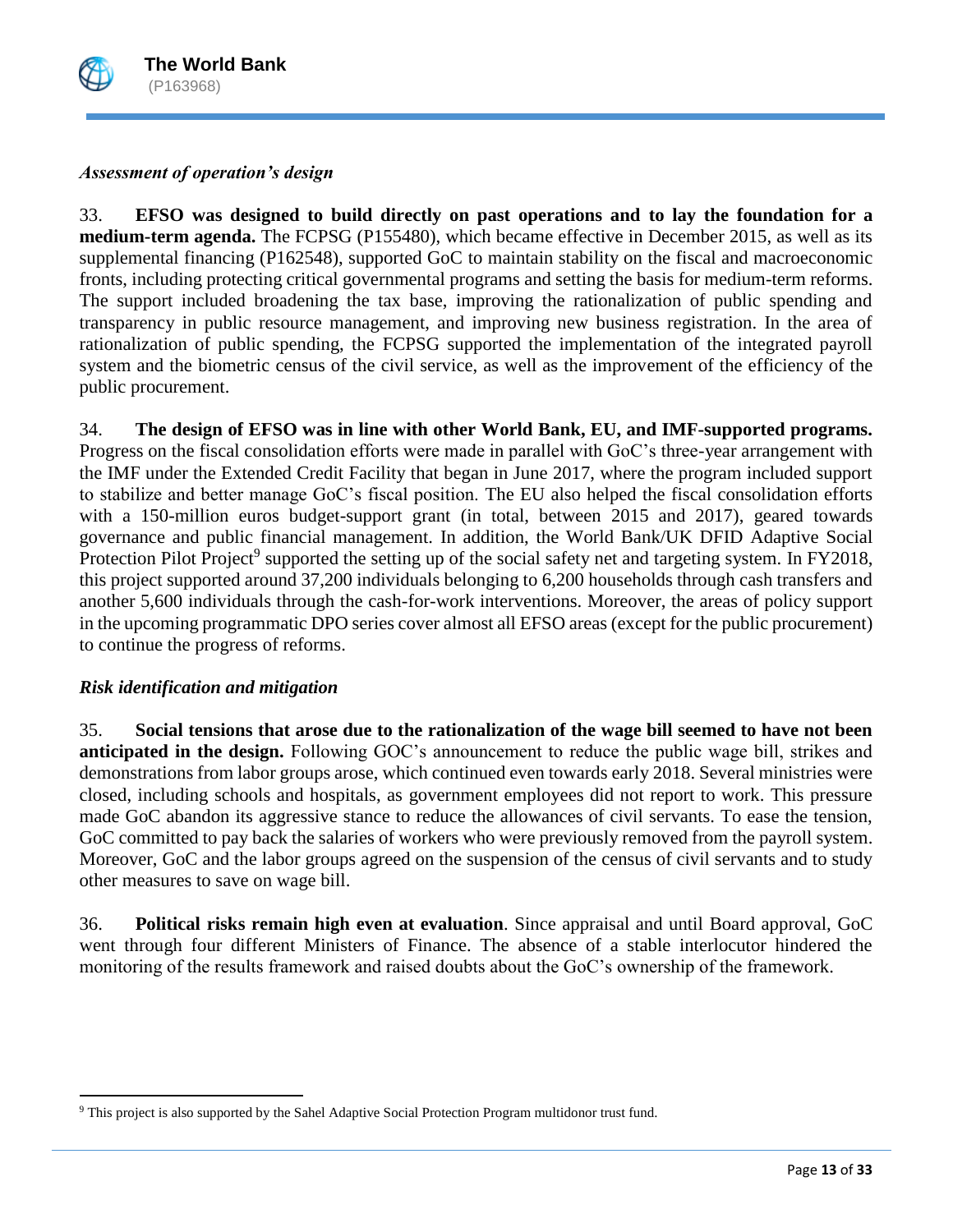*Assessment of operation's design*

33. **EFSO was designed to build directly on past operations and to lay the foundation for a medium-term agenda.** The FCPSG (P155480), which became effective in December 2015, as well as its supplemental financing (P162548), supported GoC to maintain stability on the fiscal and macroeconomic fronts, including protecting critical governmental programs and setting the basis for medium-term reforms. The support included broadening the tax base, improving the rationalization of public spending and transparency in public resource management, and improving new business registration. In the area of rationalization of public spending, the FCPSG supported the implementation of the integrated payroll system and the biometric census of the civil service, as well as the improvement of the efficiency of the public procurement.

34. **The design of EFSO was in line with other World Bank, EU, and IMF-supported programs.** Progress on the fiscal consolidation efforts were made in parallel with GoC's three-year arrangement with the IMF under the Extended Credit Facility that began in June 2017, where the program included support to stabilize and better manage GoC's fiscal position. The EU also helped the fiscal consolidation efforts with a 150-million euros budget-support grant (in total, between 2015 and 2017), geared towards governance and public financial management. In addition, the World Bank/UK DFID Adaptive Social Protection Pilot Project[9] supported the setting up of the social safety net and targeting system. In FY2018, this project supported around 37,200 individuals belonging to 6,200 households through cash transfers and another 5,600 individuals through the cash-for-work interventions. Moreover, the areas of policy support in the upcoming programmatic DPO series cover almost all EFSO areas (except for the public procurement) to continue the progress of reforms.

*Risk identification and mitigation*

35. **Social tensions that arose due to the rationalization of the wage bill seemed to have not been anticipated in the design.** Following GOC's announcement to reduce the public wage bill, strikes and demonstrations from labor groups arose, which continued even towards early 2018. Several ministries were closed, including schools and hospitals, as government employees did not report to work. This pressure made GoC abandon its aggressive stance to reduce the allowances of civil servants. To ease the tension, GoC committed to pay back the salaries of workers who were previously removed from the payroll system. Moreover, GoC and the labor groups agreed on the suspension of the census of civil servants and to study other measures to save on wage bill.

36. **Political risks remain high even at evaluation**. Since appraisal and until Board approval, GoC went through four different Ministers of Finance. The absence of a stable interlocutor hindered the monitoring of the results framework and raised doubts about the GoC's ownership of the framework.

[9] This project is also supported by the Sahel Adaptive Social Protection Program multidonor trust fund.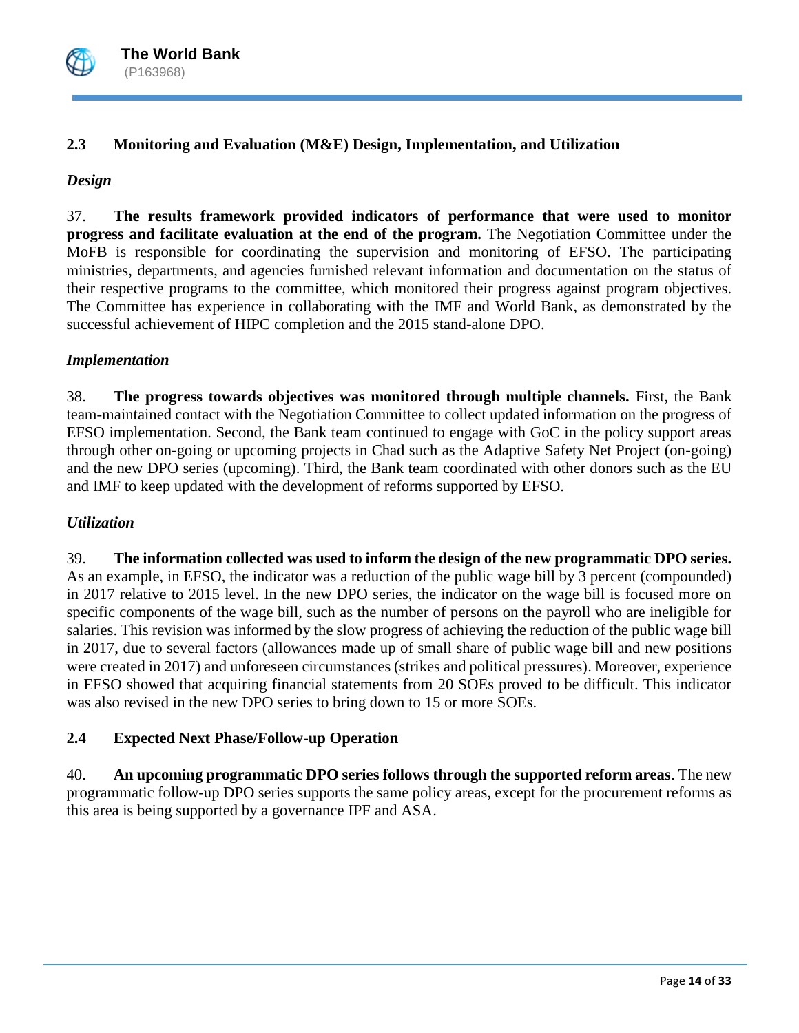## 2.3 Monitoring and Evaluation (M&E) Design, Implementation, and Utilization

### *Design*

37. **The results framework provided indicators of performance that were used to monitor progress and facilitate evaluation at the end of the program.** The Negotiation Committee under the MoFB is responsible for coordinating the supervision and monitoring of EFSO. The participating ministries, departments, and agencies furnished relevant information and documentation on the status of their respective programs to the committee, which monitored their progress against program objectives. The Committee has experience in collaborating with the IMF and World Bank, as demonstrated by the successful achievement of HIPC completion and the 2015 stand-alone DPO.

### *Implementation*

38. **The progress towards objectives was monitored through multiple channels.** First, the Bank team-maintained contact with the Negotiation Committee to collect updated information on the progress of EFSO implementation. Second, the Bank team continued to engage with GoC in the policy support areas through other on-going or upcoming projects in Chad such as the Adaptive Safety Net Project (on-going) and the new DPO series (upcoming). Third, the Bank team coordinated with other donors such as the EU and IMF to keep updated with the development of reforms supported by EFSO.

### *Utilization*

39. **The information collected was used to inform the design of the new programmatic DPO series.** As an example, in EFSO, the indicator was a reduction of the public wage bill by 3 percent (compounded) in 2017 relative to 2015 level. In the new DPO series, the indicator on the wage bill is focused more on specific components of the wage bill, such as the number of persons on the payroll who are ineligible for salaries. This revision was informed by the slow progress of achieving the reduction of the public wage bill in 2017, due to several factors (allowances made up of small share of public wage bill and new positions were created in 2017) and unforeseen circumstances (strikes and political pressures). Moreover, experience in EFSO showed that acquiring financial statements from 20 SOEs proved to be difficult. This indicator was also revised in the new DPO series to bring down to 15 or more SOEs.

## 2.4 Expected Next Phase/Follow-up Operation

40. **An upcoming programmatic DPO series follows through the supported reform areas**. The new programmatic follow-up DPO series supports the same policy areas, except for the procurement reforms as this area is being supported by a governance IPF and ASA.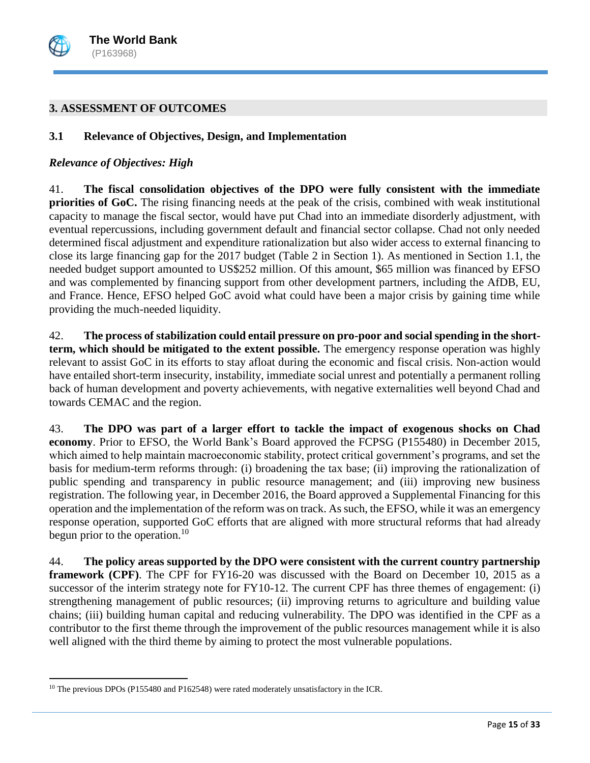## 3. ASSESSMENT OF OUTCOMES

### 3.1 Relevance of Objectives, Design, and Implementation

***Relevance of Objectives: High***

41. **The fiscal consolidation objectives of the DPO were fully consistent with the immediate priorities of GoC.** The rising financing needs at the peak of the crisis, combined with weak institutional capacity to manage the fiscal sector, would have put Chad into an immediate disorderly adjustment, with eventual repercussions, including government default and financial sector collapse. Chad not only needed determined fiscal adjustment and expenditure rationalization but also wider access to external financing to close its large financing gap for the 2017 budget (Table 2 in Section 1). As mentioned in Section 1.1, the needed budget support amounted to US$252 million. Of this amount, $65 million was financed by EFSO and was complemented by financing support from other development partners, including the AfDB, EU, and France. Hence, EFSO helped GoC avoid what could have been a major crisis by gaining time while providing the much-needed liquidity.

42. **The process of stabilization could entail pressure on pro-poor and social spending in the short-term, which should be mitigated to the extent possible.** The emergency response operation was highly relevant to assist GoC in its efforts to stay afloat during the economic and fiscal crisis. Non-action would have entailed short-term insecurity, instability, immediate social unrest and potentially a permanent rolling back of human development and poverty achievements, with negative externalities well beyond Chad and towards CEMAC and the region.

43. **The DPO was part of a larger effort to tackle the impact of exogenous shocks on Chad economy**. Prior to EFSO, the World Bank's Board approved the FCPSG (P155480) in December 2015, which aimed to help maintain macroeconomic stability, protect critical government's programs, and set the basis for medium-term reforms through: (i) broadening the tax base; (ii) improving the rationalization of public spending and transparency in public resource management; and (iii) improving new business registration. The following year, in December 2016, the Board approved a Supplemental Financing for this operation and the implementation of the reform was on track. As such, the EFSO, while it was an emergency response operation, supported GoC efforts that are aligned with more structural reforms that had already begun prior to the operation.[10]

44. **The policy areas supported by the DPO were consistent with the current country partnership framework (CPF)**. The CPF for FY16-20 was discussed with the Board on December 10, 2015 as a successor of the interim strategy note for FY10-12. The current CPF has three themes of engagement: (i) strengthening management of public resources; (ii) improving returns to agriculture and building value chains; (iii) building human capital and reducing vulnerability. The DPO was identified in the CPF as a contributor to the first theme through the improvement of the public resources management while it is also well aligned with the third theme by aiming to protect the most vulnerable populations.

[10] The previous DPOs (P155480 and P162548) were rated moderately unsatisfactory in the ICR.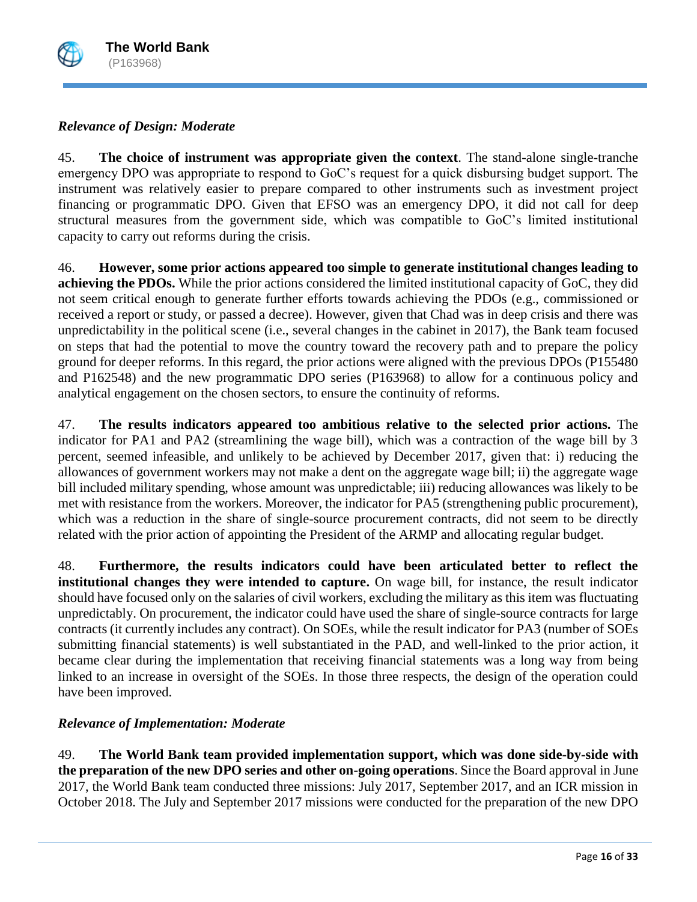*Relevance of Design: Moderate*

45. **The choice of instrument was appropriate given the context**. The stand-alone single-tranche emergency DPO was appropriate to respond to GoC's request for a quick disbursing budget support. The instrument was relatively easier to prepare compared to other instruments such as investment project financing or programmatic DPO. Given that EFSO was an emergency DPO, it did not call for deep structural measures from the government side, which was compatible to GoC's limited institutional capacity to carry out reforms during the crisis.

46. **However, some prior actions appeared too simple to generate institutional changes leading to achieving the PDOs.** While the prior actions considered the limited institutional capacity of GoC, they did not seem critical enough to generate further efforts towards achieving the PDOs (e.g., commissioned or received a report or study, or passed a decree). However, given that Chad was in deep crisis and there was unpredictability in the political scene (i.e., several changes in the cabinet in 2017), the Bank team focused on steps that had the potential to move the country toward the recovery path and to prepare the policy ground for deeper reforms. In this regard, the prior actions were aligned with the previous DPOs (P155480 and P162548) and the new programmatic DPO series (P163968) to allow for a continuous policy and analytical engagement on the chosen sectors, to ensure the continuity of reforms.

47. **The results indicators appeared too ambitious relative to the selected prior actions.** The indicator for PA1 and PA2 (streamlining the wage bill), which was a contraction of the wage bill by 3 percent, seemed infeasible, and unlikely to be achieved by December 2017, given that: i) reducing the allowances of government workers may not make a dent on the aggregate wage bill; ii) the aggregate wage bill included military spending, whose amount was unpredictable; iii) reducing allowances was likely to be met with resistance from the workers. Moreover, the indicator for PA5 (strengthening public procurement), which was a reduction in the share of single-source procurement contracts, did not seem to be directly related with the prior action of appointing the President of the ARMP and allocating regular budget.

48. **Furthermore, the results indicators could have been articulated better to reflect the institutional changes they were intended to capture.** On wage bill, for instance, the result indicator should have focused only on the salaries of civil workers, excluding the military as this item was fluctuating unpredictably. On procurement, the indicator could have used the share of single-source contracts for large contracts (it currently includes any contract). On SOEs, while the result indicator for PA3 (number of SOEs submitting financial statements) is well substantiated in the PAD, and well-linked to the prior action, it became clear during the implementation that receiving financial statements was a long way from being linked to an increase in oversight of the SOEs. In those three respects, the design of the operation could have been improved.

*Relevance of Implementation: Moderate*

49. **The World Bank team provided implementation support, which was done side-by-side with the preparation of the new DPO series and other on-going operations**. Since the Board approval in June 2017, the World Bank team conducted three missions: July 2017, September 2017, and an ICR mission in October 2018. The July and September 2017 missions were conducted for the preparation of the new DPO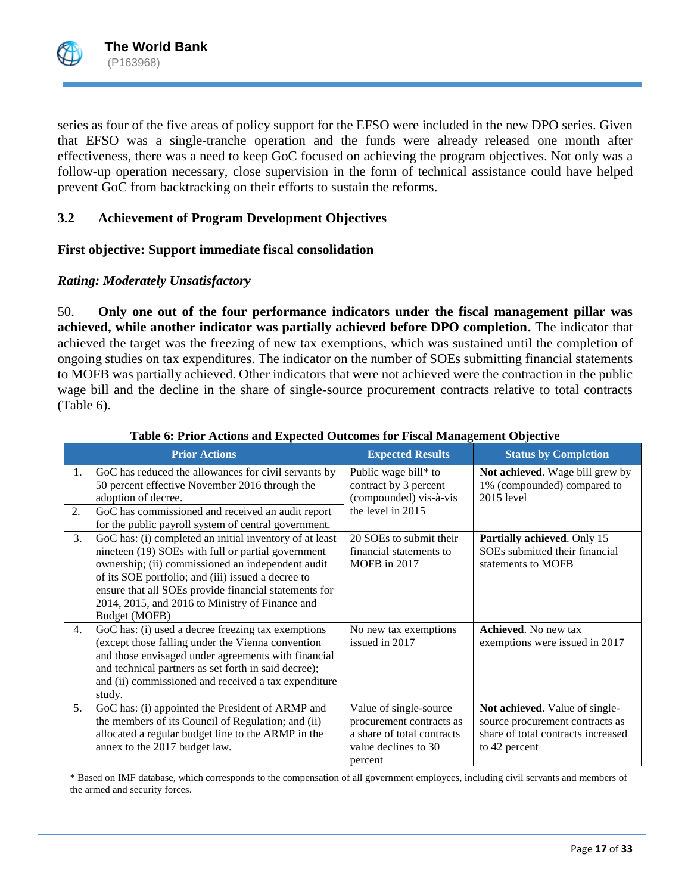series as four of the five areas of policy support for the EFSO were included in the new DPO series. Given that EFSO was a single-tranche operation and the funds were already released one month after effectiveness, there was a need to keep GoC focused on achieving the program objectives. Not only was a follow-up operation necessary, close supervision in the form of technical assistance could have helped prevent GoC from backtracking on their efforts to sustain the reforms.

### 3.2 Achievement of Program Development Objectives

**First objective: Support immediate fiscal consolidation**

***Rating: Moderately Unsatisfactory***

50. **Only one out of the four performance indicators under the fiscal management pillar was achieved, while another indicator was partially achieved before DPO completion.** The indicator that achieved the target was the freezing of new tax exemptions, which was sustained until the completion of ongoing studies on tax expenditures. The indicator on the number of SOEs submitting financial statements to MOFB was partially achieved. Other indicators that were not achieved were the contraction in the public wage bill and the decline in the share of single-source procurement contracts relative to total contracts (Table 6).

**Table 6: Prior Actions and Expected Outcomes for Fiscal Management Objective**

| Prior Actions | Expected Results | Status by Completion |
|---|---|---|
| 1. GoC has reduced the allowances for civil servants by 50 percent effective November 2016 through the adoption of decree.<br>2. GoC has commissioned and received an audit report for the public payroll system of central government. | Public wage bill* to contract by 3 percent (compounded) vis-à-vis the level in 2015 | **Not achieved**. Wage bill grew by 1% (compounded) compared to 2015 level |
| 3. GoC has: (i) completed an initial inventory of at least nineteen (19) SOEs with full or partial government ownership; (ii) commissioned an independent audit of its SOE portfolio; and (iii) issued a decree to ensure that all SOEs provide financial statements for 2014, 2015, and 2016 to Ministry of Finance and Budget (MOFB) | 20 SOEs to submit their financial statements to MOFB in 2017 | **Partially achieved**. Only 15 SOEs submitted their financial statements to MOFB |
| 4. GoC has: (i) used a decree freezing tax exemptions (except those falling under the Vienna convention and those envisaged under agreements with financial and technical partners as set forth in said decree); and (ii) commissioned and received a tax expenditure study. | No new tax exemptions issued in 2017 | **Achieved**. No new tax exemptions were issued in 2017 |
| 5. GoC has: (i) appointed the President of ARMP and the members of its Council of Regulation; and (ii) allocated a regular budget line to the ARMP in the annex to the 2017 budget law. | Value of single-source procurement contracts as a share of total contracts value declines to 30 percent | **Not achieved**. Value of single-source procurement contracts as share of total contracts increased to 42 percent |

* Based on IMF database, which corresponds to the compensation of all government employees, including civil servants and members of the armed and security forces.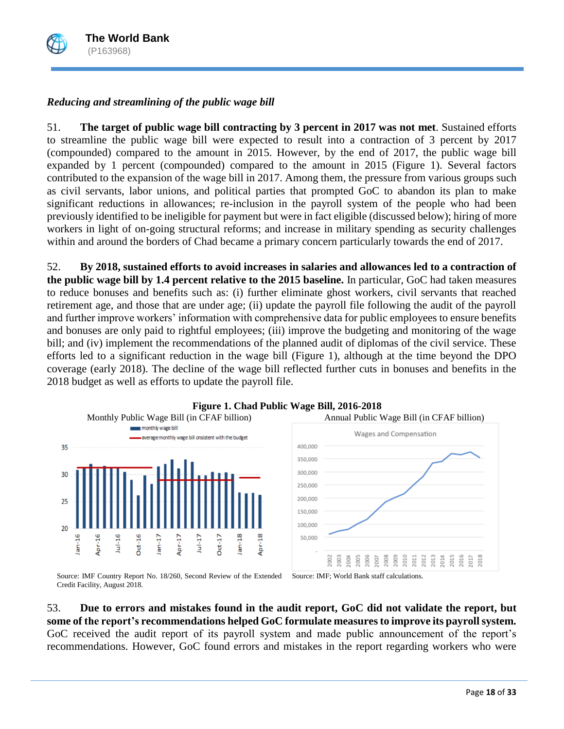*Reducing and streamlining of the public wage bill*

51. **The target of public wage bill contracting by 3 percent in 2017 was not met**. Sustained efforts to streamline the public wage bill were expected to result into a contraction of 3 percent by 2017 (compounded) compared to the amount in 2015. However, by the end of 2017, the public wage bill expanded by 1 percent (compounded) compared to the amount in 2015 (Figure 1). Several factors contributed to the expansion of the wage bill in 2017. Among them, the pressure from various groups such as civil servants, labor unions, and political parties that prompted GoC to abandon its plan to make significant reductions in allowances; re-inclusion in the payroll system of the people who had been previously identified to be ineligible for payment but were in fact eligible (discussed below); hiring of more workers in light of on-going structural reforms; and increase in military spending as security challenges within and around the borders of Chad became a primary concern particularly towards the end of 2017.

52. **By 2018, sustained efforts to avoid increases in salaries and allowances led to a contraction of the public wage bill by 1.4 percent relative to the 2015 baseline.** In particular, GoC had taken measures to reduce bonuses and benefits such as: (i) further eliminate ghost workers, civil servants that reached retirement age, and those that are under age; (ii) update the payroll file following the audit of the payroll and further improve workers' information with comprehensive data for public employees to ensure benefits and bonuses are only paid to rightful employees; (iii) improve the budgeting and monitoring of the wage bill; and (iv) implement the recommendations of the planned audit of diplomas of the civil service. These efforts led to a significant reduction in the wage bill (Figure 1), although at the time beyond the DPO coverage (early 2018). The decline of the wage bill reflected further cuts in bonuses and benefits in the 2018 budget as well as efforts to update the payroll file.

**Figure 1. Chad Public Wage Bill, 2016-2018**

Monthly Public Wage Bill (in CFAF billion)

Source: IMF Country Report No. 18/260, Second Review of the Extended Credit Facility, August 2018.

Annual Public Wage Bill (in CFAF billion)

Source: IMF; World Bank staff calculations.

53. **Due to errors and mistakes found in the audit report, GoC did not validate the report, but some of the report's recommendations helped GoC formulate measures to improve its payroll system.** GoC received the audit report of its payroll system and made public announcement of the report's recommendations. However, GoC found errors and mistakes in the report regarding workers who were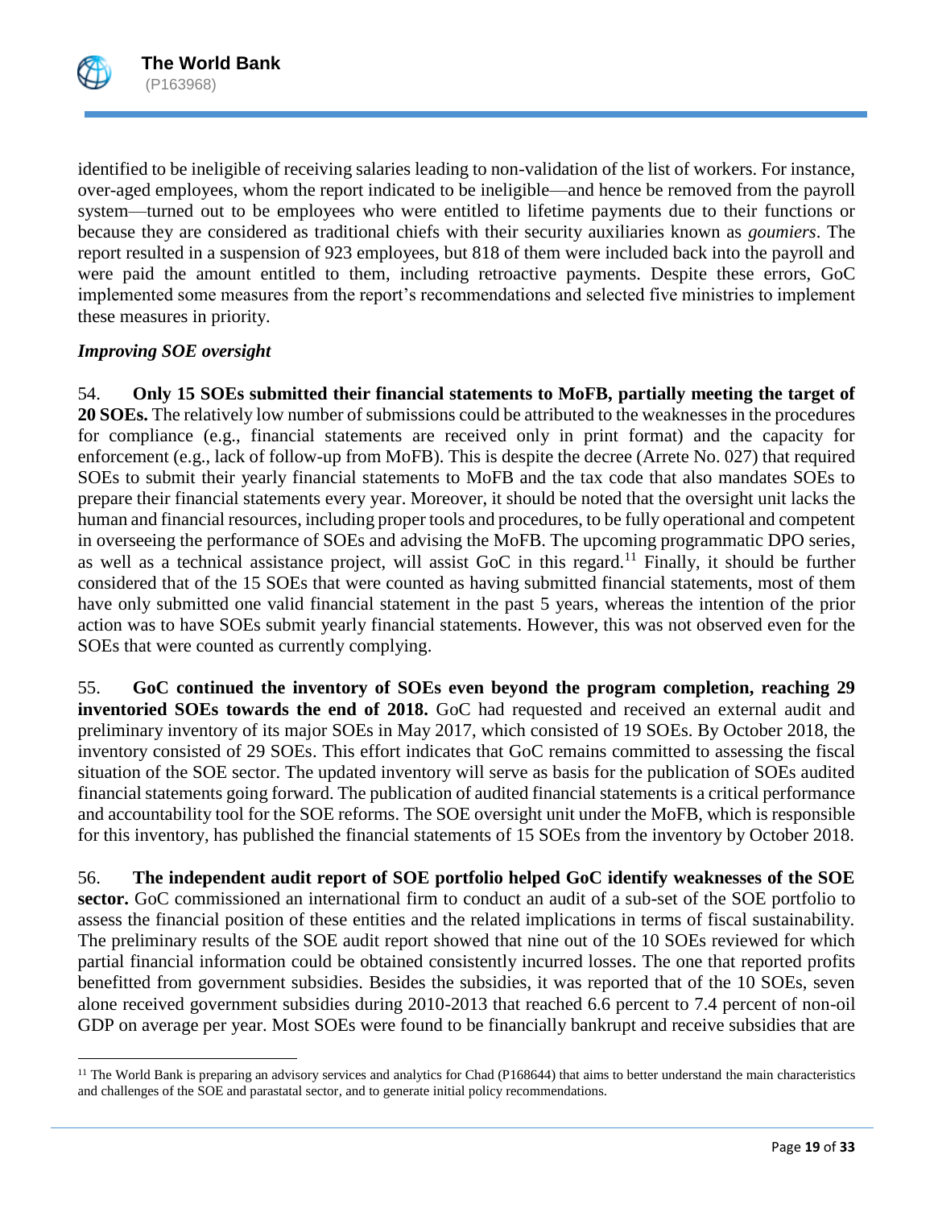identified to be ineligible of receiving salaries leading to non-validation of the list of workers. For instance, over-aged employees, whom the report indicated to be ineligible—and hence be removed from the payroll system—turned out to be employees who were entitled to lifetime payments due to their functions or because they are considered as traditional chiefs with their security auxiliaries known as *goumiers*. The report resulted in a suspension of 923 employees, but 818 of them were included back into the payroll and were paid the amount entitled to them, including retroactive payments. Despite these errors, GoC implemented some measures from the report's recommendations and selected five ministries to implement these measures in priority.

### *Improving SOE oversight*

54. **Only 15 SOEs submitted their financial statements to MoFB, partially meeting the target of 20 SOEs.** The relatively low number of submissions could be attributed to the weaknesses in the procedures for compliance (e.g., financial statements are received only in print format) and the capacity for enforcement (e.g., lack of follow-up from MoFB). This is despite the decree (Arrete No. 027) that required SOEs to submit their yearly financial statements to MoFB and the tax code that also mandates SOEs to prepare their financial statements every year. Moreover, it should be noted that the oversight unit lacks the human and financial resources, including proper tools and procedures, to be fully operational and competent in overseeing the performance of SOEs and advising the MoFB. The upcoming programmatic DPO series, as well as a technical assistance project, will assist GoC in this regard.[11] Finally, it should be further considered that of the 15 SOEs that were counted as having submitted financial statements, most of them have only submitted one valid financial statement in the past 5 years, whereas the intention of the prior action was to have SOEs submit yearly financial statements. However, this was not observed even for the SOEs that were counted as currently complying.

55. **GoC continued the inventory of SOEs even beyond the program completion, reaching 29 inventoried SOEs towards the end of 2018.** GoC had requested and received an external audit and preliminary inventory of its major SOEs in May 2017, which consisted of 19 SOEs. By October 2018, the inventory consisted of 29 SOEs. This effort indicates that GoC remains committed to assessing the fiscal situation of the SOE sector. The updated inventory will serve as basis for the publication of SOEs audited financial statements going forward. The publication of audited financial statements is a critical performance and accountability tool for the SOE reforms. The SOE oversight unit under the MoFB, which is responsible for this inventory, has published the financial statements of 15 SOEs from the inventory by October 2018.

56. **The independent audit report of SOE portfolio helped GoC identify weaknesses of the SOE sector.** GoC commissioned an international firm to conduct an audit of a sub-set of the SOE portfolio to assess the financial position of these entities and the related implications in terms of fiscal sustainability. The preliminary results of the SOE audit report showed that nine out of the 10 SOEs reviewed for which partial financial information could be obtained consistently incurred losses. The one that reported profits benefitted from government subsidies. Besides the subsidies, it was reported that of the 10 SOEs, seven alone received government subsidies during 2010-2013 that reached 6.6 percent to 7.4 percent of non-oil GDP on average per year. Most SOEs were found to be financially bankrupt and receive subsidies that are

---

[11] The World Bank is preparing an advisory services and analytics for Chad (P168644) that aims to better understand the main characteristics and challenges of the SOE and parastatal sector, and to generate initial policy recommendations.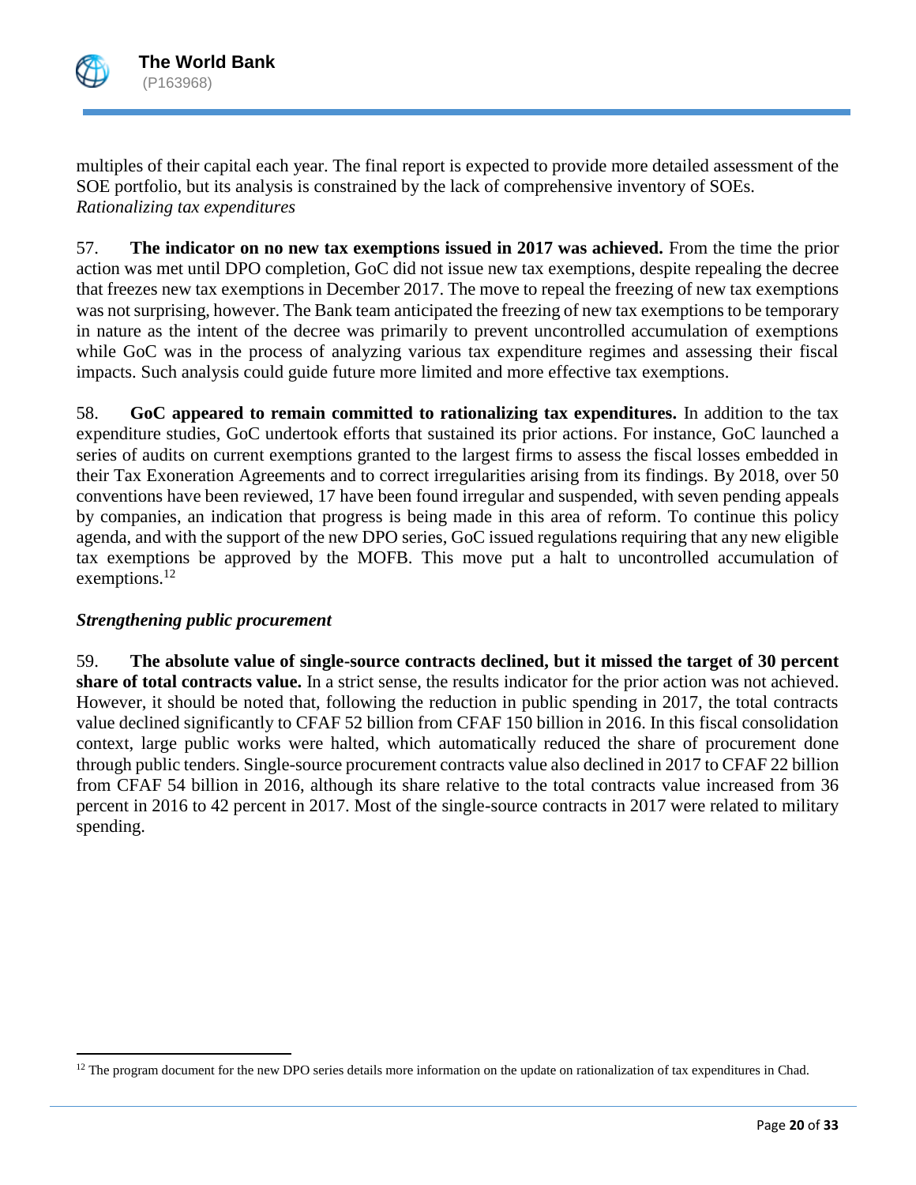multiples of their capital each year. The final report is expected to provide more detailed assessment of the SOE portfolio, but its analysis is constrained by the lack of comprehensive inventory of SOEs.

*Rationalizing tax expenditures*

57. **The indicator on no new tax exemptions issued in 2017 was achieved.** From the time the prior action was met until DPO completion, GoC did not issue new tax exemptions, despite repealing the decree that freezes new tax exemptions in December 2017. The move to repeal the freezing of new tax exemptions was not surprising, however. The Bank team anticipated the freezing of new tax exemptions to be temporary in nature as the intent of the decree was primarily to prevent uncontrolled accumulation of exemptions while GoC was in the process of analyzing various tax expenditure regimes and assessing their fiscal impacts. Such analysis could guide future more limited and more effective tax exemptions.

58. **GoC appeared to remain committed to rationalizing tax expenditures.** In addition to the tax expenditure studies, GoC undertook efforts that sustained its prior actions. For instance, GoC launched a series of audits on current exemptions granted to the largest firms to assess the fiscal losses embedded in their Tax Exoneration Agreements and to correct irregularities arising from its findings. By 2018, over 50 conventions have been reviewed, 17 have been found irregular and suspended, with seven pending appeals by companies, an indication that progress is being made in this area of reform. To continue this policy agenda, and with the support of the new DPO series, GoC issued regulations requiring that any new eligible tax exemptions be approved by the MOFB. This move put a halt to uncontrolled accumulation of exemptions.[12]

### *Strengthening public procurement*

59. **The absolute value of single-source contracts declined, but it missed the target of 30 percent share of total contracts value.** In a strict sense, the results indicator for the prior action was not achieved. However, it should be noted that, following the reduction in public spending in 2017, the total contracts value declined significantly to CFAF 52 billion from CFAF 150 billion in 2016. In this fiscal consolidation context, large public works were halted, which automatically reduced the share of procurement done through public tenders. Single-source procurement contracts value also declined in 2017 to CFAF 22 billion from CFAF 54 billion in 2016, although its share relative to the total contracts value increased from 36 percent in 2016 to 42 percent in 2017. Most of the single-source contracts in 2017 were related to military spending.

[12] The program document for the new DPO series details more information on the update on rationalization of tax expenditures in Chad.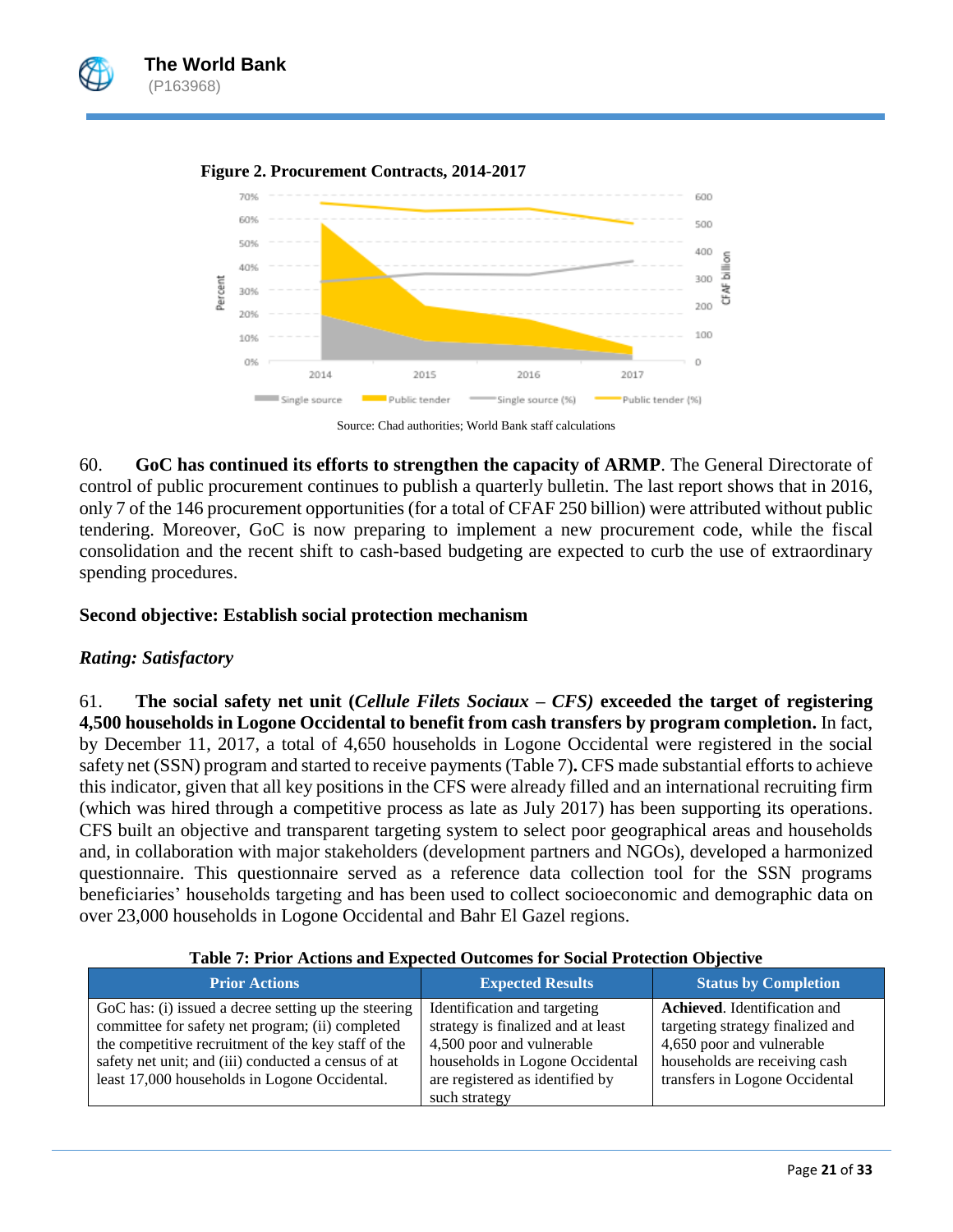**Figure 2. Procurement Contracts, 2014-2017**

Source: Chad authorities; World Bank staff calculations

60. **GoC has continued its efforts to strengthen the capacity of ARMP**. The General Directorate of control of public procurement continues to publish a quarterly bulletin. The last report shows that in 2016, only 7 of the 146 procurement opportunities (for a total of CFAF 250 billion) were attributed without public tendering. Moreover, GoC is now preparing to implement a new procurement code, while the fiscal consolidation and the recent shift to cash-based budgeting are expected to curb the use of extraordinary spending procedures.

### Second objective: Establish social protection mechanism

***Rating: Satisfactory***

61. **The social safety net unit (*Cellule Filets Sociaux – CFS)* exceeded the target of registering 4,500 households in Logone Occidental to benefit from cash transfers by program completion.** In fact, by December 11, 2017, a total of 4,650 households in Logone Occidental were registered in the social safety net (SSN) program and started to receive payments (Table 7)**.** CFS made substantial efforts to achieve this indicator, given that all key positions in the CFS were already filled and an international recruiting firm (which was hired through a competitive process as late as July 2017) has been supporting its operations. CFS built an objective and transparent targeting system to select poor geographical areas and households and, in collaboration with major stakeholders (development partners and NGOs), developed a harmonized questionnaire. This questionnaire served as a reference data collection tool for the SSN programs beneficiaries' households targeting and has been used to collect socioeconomic and demographic data on over 23,000 households in Logone Occidental and Bahr El Gazel regions.

**Table 7: Prior Actions and Expected Outcomes for Social Protection Objective**

| Prior Actions | Expected Results | Status by Completion |
|---|---|---|
| GoC has: (i) issued a decree setting up the steering committee for safety net program; (ii) completed the competitive recruitment of the key staff of the safety net unit; and (iii) conducted a census of at least 17,000 households in Logone Occidental. | Identification and targeting strategy is finalized and at least 4,500 poor and vulnerable households in Logone Occidental are registered as identified by such strategy | **Achieved**. Identification and targeting strategy finalized and 4,650 poor and vulnerable households are receiving cash transfers in Logone Occidental |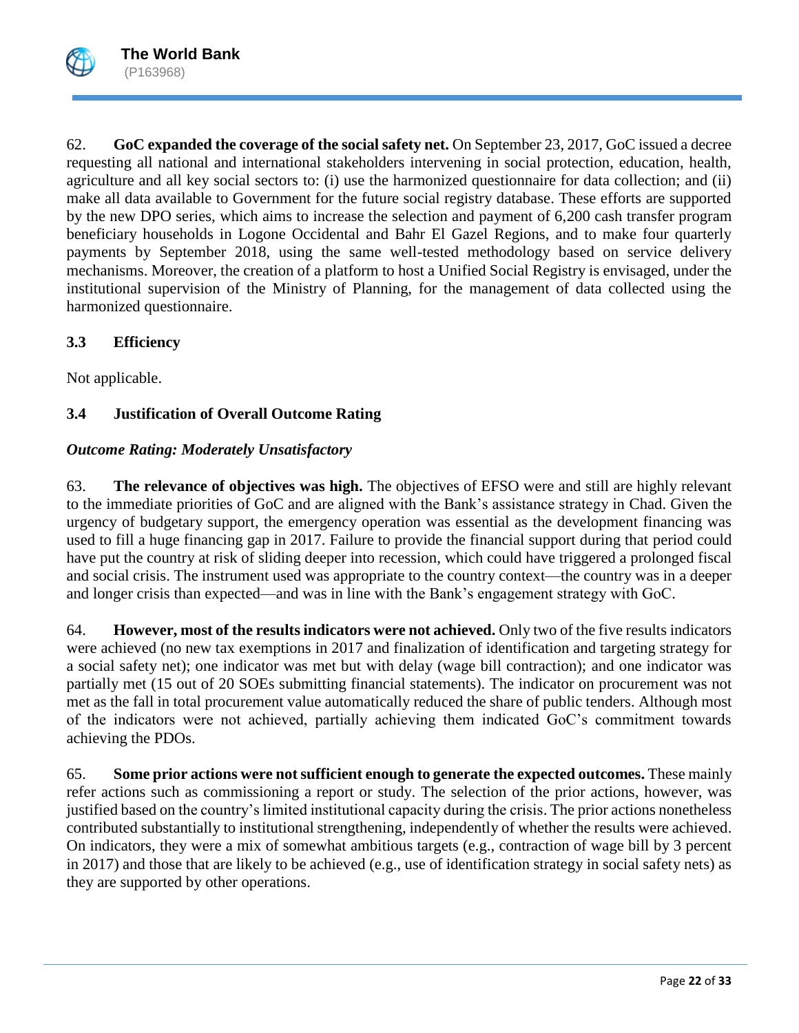62. **GoC expanded the coverage of the social safety net.** On September 23, 2017, GoC issued a decree requesting all national and international stakeholders intervening in social protection, education, health, agriculture and all key social sectors to: (i) use the harmonized questionnaire for data collection; and (ii) make all data available to Government for the future social registry database. These efforts are supported by the new DPO series, which aims to increase the selection and payment of 6,200 cash transfer program beneficiary households in Logone Occidental and Bahr El Gazel Regions, and to make four quarterly payments by September 2018, using the same well-tested methodology based on service delivery mechanisms. Moreover, the creation of a platform to host a Unified Social Registry is envisaged, under the institutional supervision of the Ministry of Planning, for the management of data collected using the harmonized questionnaire.

### 3.3 Efficiency

Not applicable.

### 3.4 Justification of Overall Outcome Rating

***Outcome Rating: Moderately Unsatisfactory***

63. **The relevance of objectives was high.** The objectives of EFSO were and still are highly relevant to the immediate priorities of GoC and are aligned with the Bank's assistance strategy in Chad. Given the urgency of budgetary support, the emergency operation was essential as the development financing was used to fill a huge financing gap in 2017. Failure to provide the financial support during that period could have put the country at risk of sliding deeper into recession, which could have triggered a prolonged fiscal and social crisis. The instrument used was appropriate to the country context—the country was in a deeper and longer crisis than expected—and was in line with the Bank's engagement strategy with GoC.

64. **However, most of the results indicators were not achieved.** Only two of the five results indicators were achieved (no new tax exemptions in 2017 and finalization of identification and targeting strategy for a social safety net); one indicator was met but with delay (wage bill contraction); and one indicator was partially met (15 out of 20 SOEs submitting financial statements). The indicator on procurement was not met as the fall in total procurement value automatically reduced the share of public tenders. Although most of the indicators were not achieved, partially achieving them indicated GoC's commitment towards achieving the PDOs.

65. **Some prior actions were not sufficient enough to generate the expected outcomes.** These mainly refer actions such as commissioning a report or study. The selection of the prior actions, however, was justified based on the country's limited institutional capacity during the crisis. The prior actions nonetheless contributed substantially to institutional strengthening, independently of whether the results were achieved. On indicators, they were a mix of somewhat ambitious targets (e.g., contraction of wage bill by 3 percent in 2017) and those that are likely to be achieved (e.g., use of identification strategy in social safety nets) as they are supported by other operations.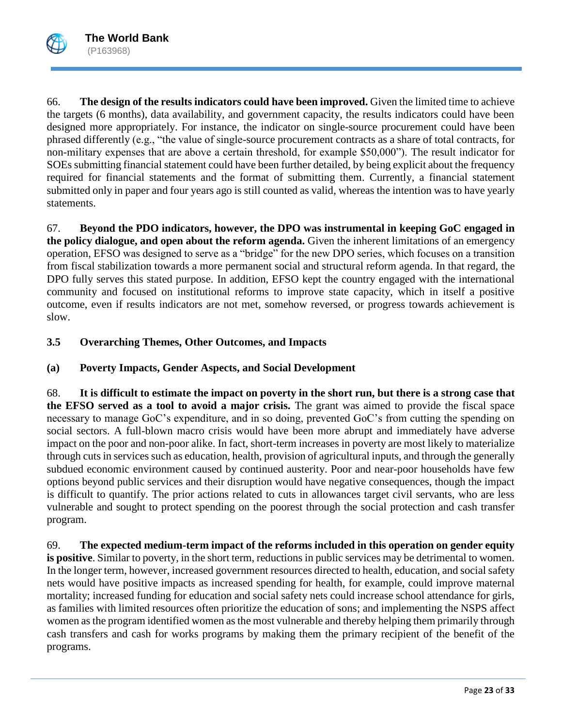66. **The design of the results indicators could have been improved.** Given the limited time to achieve the targets (6 months), data availability, and government capacity, the results indicators could have been designed more appropriately. For instance, the indicator on single-source procurement could have been phrased differently (e.g., "the value of single-source procurement contracts as a share of total contracts, for non-military expenses that are above a certain threshold, for example $50,000"). The result indicator for SOEs submitting financial statement could have been further detailed, by being explicit about the frequency required for financial statements and the format of submitting them. Currently, a financial statement submitted only in paper and four years ago is still counted as valid, whereas the intention was to have yearly statements.

67. **Beyond the PDO indicators, however, the DPO was instrumental in keeping GoC engaged in the policy dialogue, and open about the reform agenda.** Given the inherent limitations of an emergency operation, EFSO was designed to serve as a "bridge" for the new DPO series, which focuses on a transition from fiscal stabilization towards a more permanent social and structural reform agenda. In that regard, the DPO fully serves this stated purpose. In addition, EFSO kept the country engaged with the international community and focused on institutional reforms to improve state capacity, which in itself a positive outcome, even if results indicators are not met, somehow reversed, or progress towards achievement is slow.

### 3.5 Overarching Themes, Other Outcomes, and Impacts

#### (a) Poverty Impacts, Gender Aspects, and Social Development

68. **It is difficult to estimate the impact on poverty in the short run, but there is a strong case that the EFSO served as a tool to avoid a major crisis.** The grant was aimed to provide the fiscal space necessary to manage GoC's expenditure, and in so doing, prevented GoC's from cutting the spending on social sectors. A full-blown macro crisis would have been more abrupt and immediately have adverse impact on the poor and non-poor alike. In fact, short-term increases in poverty are most likely to materialize through cuts in services such as education, health, provision of agricultural inputs, and through the generally subdued economic environment caused by continued austerity. Poor and near-poor households have few options beyond public services and their disruption would have negative consequences, though the impact is difficult to quantify. The prior actions related to cuts in allowances target civil servants, who are less vulnerable and sought to protect spending on the poorest through the social protection and cash transfer program.

69. **The expected medium-term impact of the reforms included in this operation on gender equity is positive**. Similar to poverty, in the short term, reductions in public services may be detrimental to women. In the longer term, however, increased government resources directed to health, education, and social safety nets would have positive impacts as increased spending for health, for example, could improve maternal mortality; increased funding for education and social safety nets could increase school attendance for girls, as families with limited resources often prioritize the education of sons; and implementing the NSPS affect women as the program identified women as the most vulnerable and thereby helping them primarily through cash transfers and cash for works programs by making them the primary recipient of the benefit of the programs.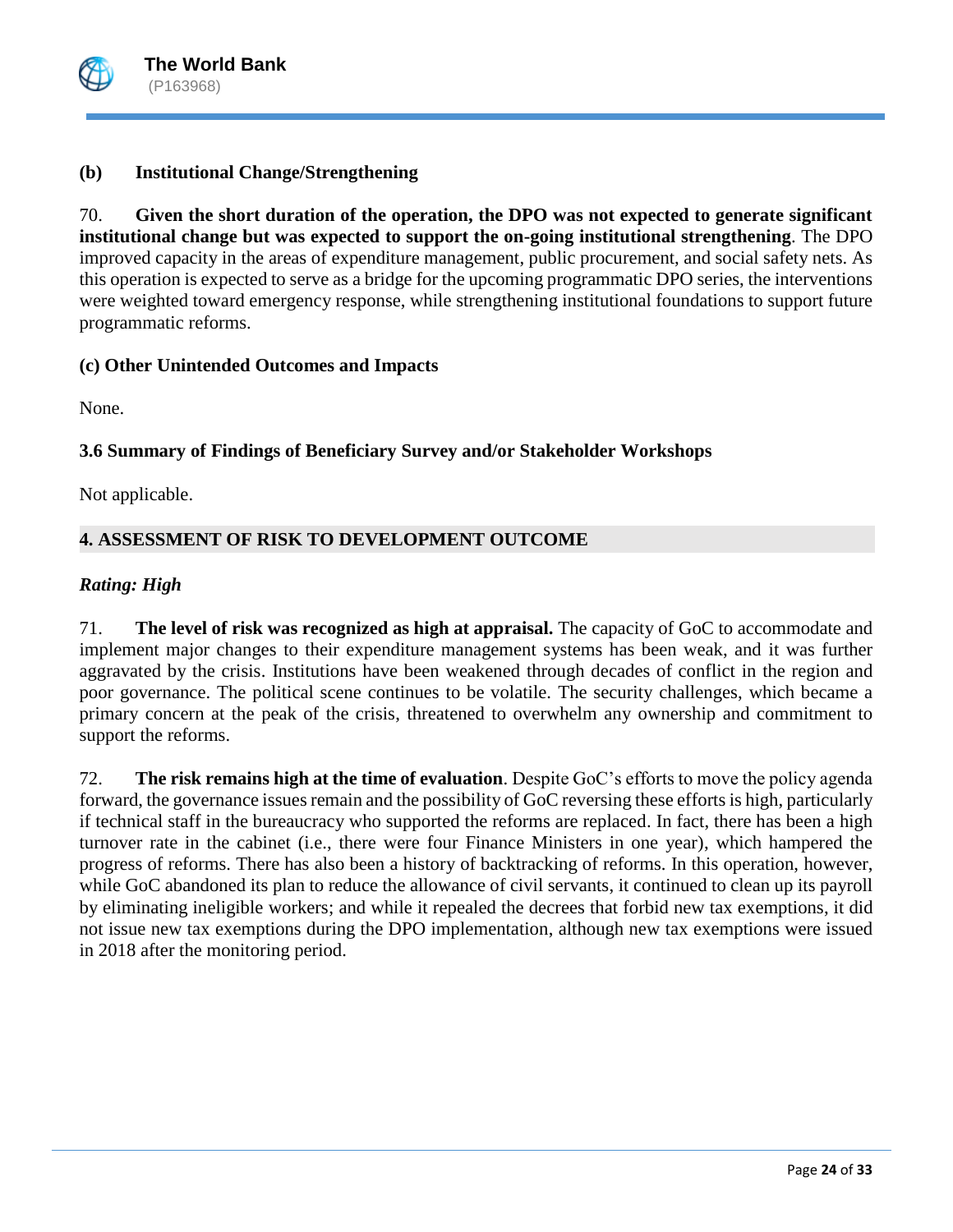### (b) Institutional Change/Strengthening

70. **Given the short duration of the operation, the DPO was not expected to generate significant institutional change but was expected to support the on-going institutional strengthening**. The DPO improved capacity in the areas of expenditure management, public procurement, and social safety nets. As this operation is expected to serve as a bridge for the upcoming programmatic DPO series, the interventions were weighted toward emergency response, while strengthening institutional foundations to support future programmatic reforms.

### (c) Other Unintended Outcomes and Impacts

None.

### 3.6 Summary of Findings of Beneficiary Survey and/or Stakeholder Workshops

Not applicable.

## 4. ASSESSMENT OF RISK TO DEVELOPMENT OUTCOME

***Rating: High***

71. **The level of risk was recognized as high at appraisal.** The capacity of GoC to accommodate and implement major changes to their expenditure management systems has been weak, and it was further aggravated by the crisis. Institutions have been weakened through decades of conflict in the region and poor governance. The political scene continues to be volatile. The security challenges, which became a primary concern at the peak of the crisis, threatened to overwhelm any ownership and commitment to support the reforms.

72. **The risk remains high at the time of evaluation**. Despite GoC's efforts to move the policy agenda forward, the governance issues remain and the possibility of GoC reversing these efforts is high, particularly if technical staff in the bureaucracy who supported the reforms are replaced. In fact, there has been a high turnover rate in the cabinet (i.e., there were four Finance Ministers in one year), which hampered the progress of reforms. There has also been a history of backtracking of reforms. In this operation, however, while GoC abandoned its plan to reduce the allowance of civil servants, it continued to clean up its payroll by eliminating ineligible workers; and while it repealed the decrees that forbid new tax exemptions, it did not issue new tax exemptions during the DPO implementation, although new tax exemptions were issued in 2018 after the monitoring period.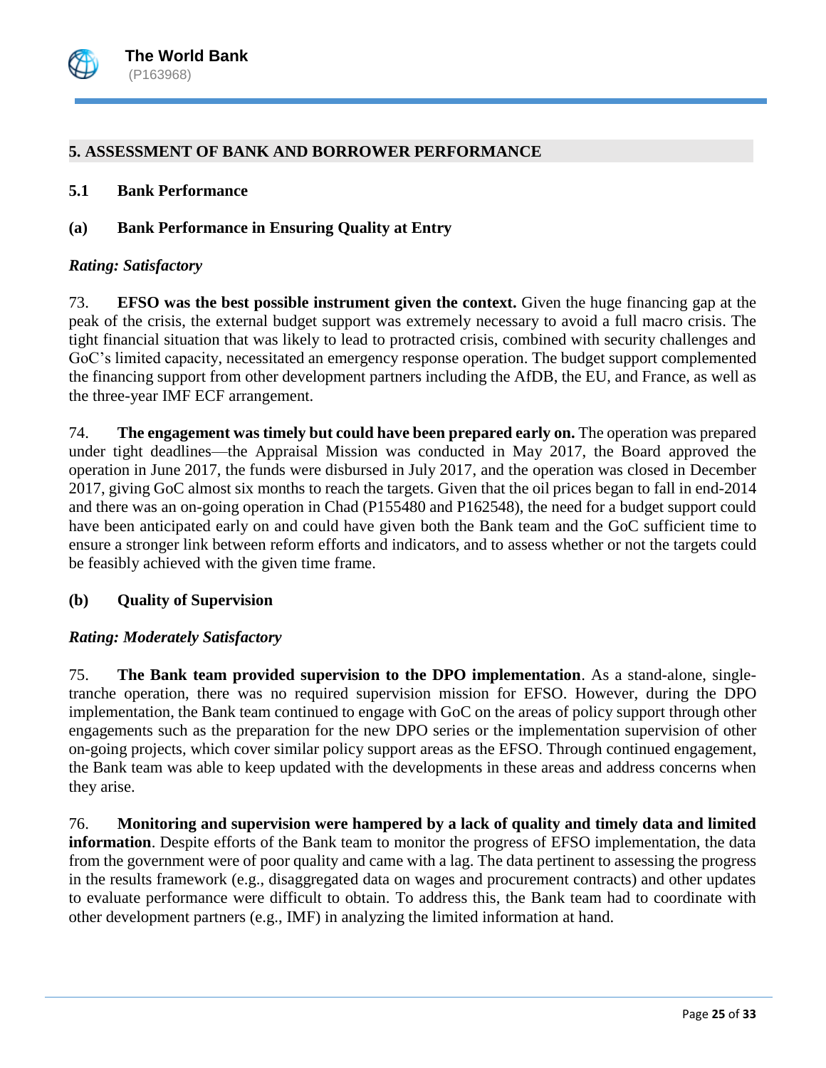## 5. ASSESSMENT OF BANK AND BORROWER PERFORMANCE

### 5.1 Bank Performance

#### (a) Bank Performance in Ensuring Quality at Entry

*Rating: Satisfactory*

73. **EFSO was the best possible instrument given the context.** Given the huge financing gap at the peak of the crisis, the external budget support was extremely necessary to avoid a full macro crisis. The tight financial situation that was likely to lead to protracted crisis, combined with security challenges and GoC's limited capacity, necessitated an emergency response operation. The budget support complemented the financing support from other development partners including the AfDB, the EU, and France, as well as the three-year IMF ECF arrangement.

74. **The engagement was timely but could have been prepared early on.** The operation was prepared under tight deadlines—the Appraisal Mission was conducted in May 2017, the Board approved the operation in June 2017, the funds were disbursed in July 2017, and the operation was closed in December 2017, giving GoC almost six months to reach the targets. Given that the oil prices began to fall in end-2014 and there was an on-going operation in Chad (P155480 and P162548), the need for a budget support could have been anticipated early on and could have given both the Bank team and the GoC sufficient time to ensure a stronger link between reform efforts and indicators, and to assess whether or not the targets could be feasibly achieved with the given time frame.

#### (b) Quality of Supervision

*Rating: Moderately Satisfactory*

75. **The Bank team provided supervision to the DPO implementation**. As a stand-alone, single-tranche operation, there was no required supervision mission for EFSO. However, during the DPO implementation, the Bank team continued to engage with GoC on the areas of policy support through other engagements such as the preparation for the new DPO series or the implementation supervision of other on-going projects, which cover similar policy support areas as the EFSO. Through continued engagement, the Bank team was able to keep updated with the developments in these areas and address concerns when they arise.

76. **Monitoring and supervision were hampered by a lack of quality and timely data and limited information**. Despite efforts of the Bank team to monitor the progress of EFSO implementation, the data from the government were of poor quality and came with a lag. The data pertinent to assessing the progress in the results framework (e.g., disaggregated data on wages and procurement contracts) and other updates to evaluate performance were difficult to obtain. To address this, the Bank team had to coordinate with other development partners (e.g., IMF) in analyzing the limited information at hand.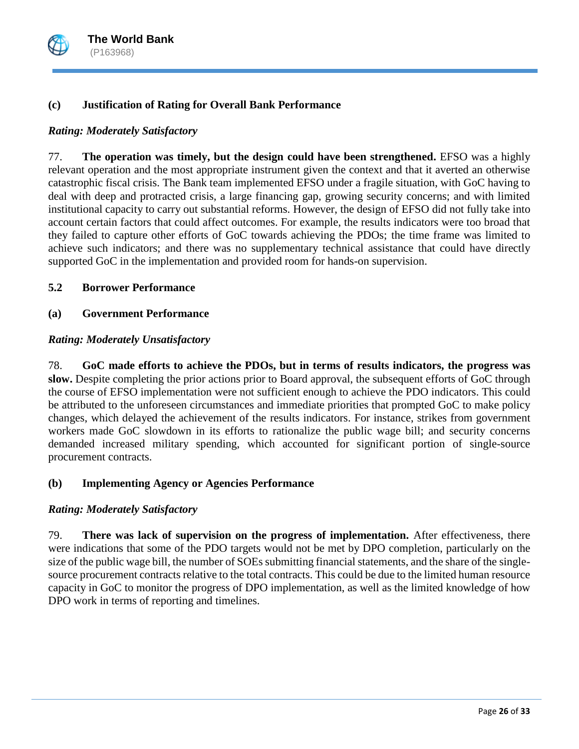### (c) Justification of Rating for Overall Bank Performance

*Rating: Moderately Satisfactory*

77. **The operation was timely, but the design could have been strengthened.** EFSO was a highly relevant operation and the most appropriate instrument given the context and that it averted an otherwise catastrophic fiscal crisis. The Bank team implemented EFSO under a fragile situation, with GoC having to deal with deep and protracted crisis, a large financing gap, growing security concerns; and with limited institutional capacity to carry out substantial reforms. However, the design of EFSO did not fully take into account certain factors that could affect outcomes. For example, the results indicators were too broad that they failed to capture other efforts of GoC towards achieving the PDOs; the time frame was limited to achieve such indicators; and there was no supplementary technical assistance that could have directly supported GoC in the implementation and provided room for hands-on supervision.

## 5.2 Borrower Performance

### (a) Government Performance

*Rating: Moderately Unsatisfactory*

78. **GoC made efforts to achieve the PDOs, but in terms of results indicators, the progress was slow.** Despite completing the prior actions prior to Board approval, the subsequent efforts of GoC through the course of EFSO implementation were not sufficient enough to achieve the PDO indicators. This could be attributed to the unforeseen circumstances and immediate priorities that prompted GoC to make policy changes, which delayed the achievement of the results indicators. For instance, strikes from government workers made GoC slowdown in its efforts to rationalize the public wage bill; and security concerns demanded increased military spending, which accounted for significant portion of single-source procurement contracts.

### (b) Implementing Agency or Agencies Performance

*Rating: Moderately Satisfactory*

79. **There was lack of supervision on the progress of implementation.** After effectiveness, there were indications that some of the PDO targets would not be met by DPO completion, particularly on the size of the public wage bill, the number of SOEs submitting financial statements, and the share of the single-source procurement contracts relative to the total contracts. This could be due to the limited human resource capacity in GoC to monitor the progress of DPO implementation, as well as the limited knowledge of how DPO work in terms of reporting and timelines.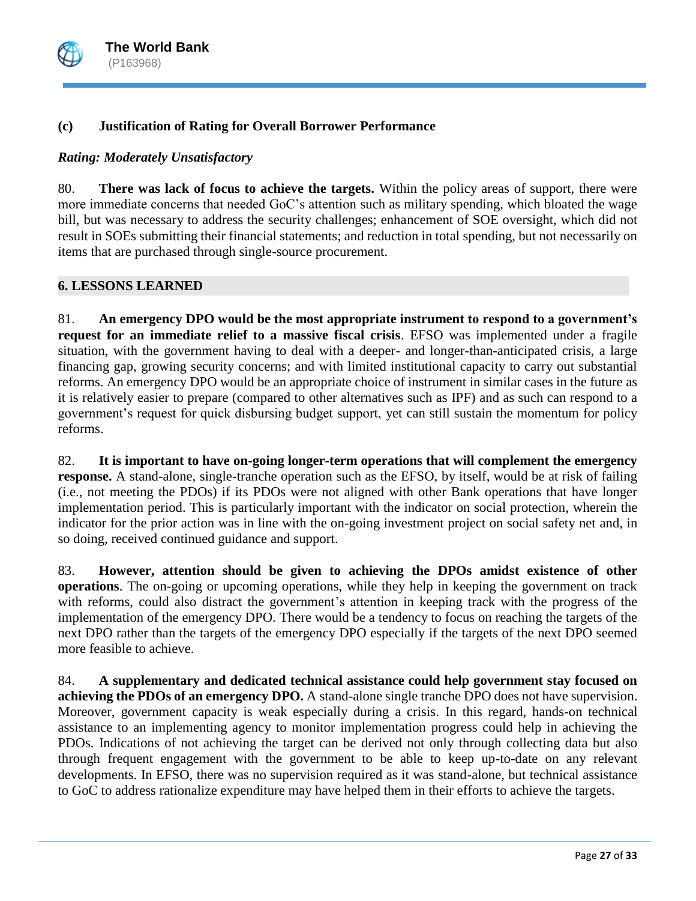### (c) Justification of Rating for Overall Borrower Performance

*Rating: Moderately Unsatisfactory*

80. **There was lack of focus to achieve the targets.** Within the policy areas of support, there were more immediate concerns that needed GoC's attention such as military spending, which bloated the wage bill, but was necessary to address the security challenges; enhancement of SOE oversight, which did not result in SOEs submitting their financial statements; and reduction in total spending, but not necessarily on items that are purchased through single-source procurement.

## 6. LESSONS LEARNED

81. **An emergency DPO would be the most appropriate instrument to respond to a government's request for an immediate relief to a massive fiscal crisis**. EFSO was implemented under a fragile situation, with the government having to deal with a deeper- and longer-than-anticipated crisis, a large financing gap, growing security concerns; and with limited institutional capacity to carry out substantial reforms. An emergency DPO would be an appropriate choice of instrument in similar cases in the future as it is relatively easier to prepare (compared to other alternatives such as IPF) and as such can respond to a government's request for quick disbursing budget support, yet can still sustain the momentum for policy reforms.

82. **It is important to have on-going longer-term operations that will complement the emergency response.** A stand-alone, single-tranche operation such as the EFSO, by itself, would be at risk of failing (i.e., not meeting the PDOs) if its PDOs were not aligned with other Bank operations that have longer implementation period. This is particularly important with the indicator on social protection, wherein the indicator for the prior action was in line with the on-going investment project on social safety net and, in so doing, received continued guidance and support.

83. **However, attention should be given to achieving the DPOs amidst existence of other operations**. The on-going or upcoming operations, while they help in keeping the government on track with reforms, could also distract the government's attention in keeping track with the progress of the implementation of the emergency DPO. There would be a tendency to focus on reaching the targets of the next DPO rather than the targets of the emergency DPO especially if the targets of the next DPO seemed more feasible to achieve.

84. **A supplementary and dedicated technical assistance could help government stay focused on achieving the PDOs of an emergency DPO.** A stand-alone single tranche DPO does not have supervision. Moreover, government capacity is weak especially during a crisis. In this regard, hands-on technical assistance to an implementing agency to monitor implementation progress could help in achieving the PDOs. Indications of not achieving the target can be derived not only through collecting data but also through frequent engagement with the government to be able to keep up-to-date on any relevant developments. In EFSO, there was no supervision required as it was stand-alone, but technical assistance to GoC to address rationalize expenditure may have helped them in their efforts to achieve the targets.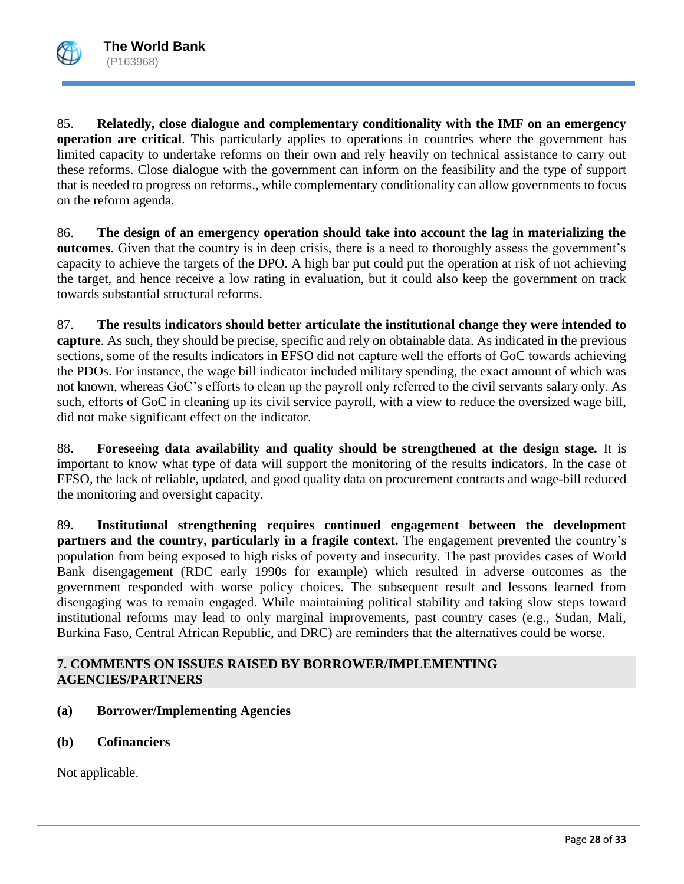85. **Relatedly, close dialogue and complementary conditionality with the IMF on an emergency operation are critical**. This particularly applies to operations in countries where the government has limited capacity to undertake reforms on their own and rely heavily on technical assistance to carry out these reforms. Close dialogue with the government can inform on the feasibility and the type of support that is needed to progress on reforms., while complementary conditionality can allow governments to focus on the reform agenda.

86. **The design of an emergency operation should take into account the lag in materializing the outcomes**. Given that the country is in deep crisis, there is a need to thoroughly assess the government's capacity to achieve the targets of the DPO. A high bar put could put the operation at risk of not achieving the target, and hence receive a low rating in evaluation, but it could also keep the government on track towards substantial structural reforms.

87. **The results indicators should better articulate the institutional change they were intended to capture**. As such, they should be precise, specific and rely on obtainable data. As indicated in the previous sections, some of the results indicators in EFSO did not capture well the efforts of GoC towards achieving the PDOs. For instance, the wage bill indicator included military spending, the exact amount of which was not known, whereas GoC's efforts to clean up the payroll only referred to the civil servants salary only. As such, efforts of GoC in cleaning up its civil service payroll, with a view to reduce the oversized wage bill, did not make significant effect on the indicator.

88. **Foreseeing data availability and quality should be strengthened at the design stage.** It is important to know what type of data will support the monitoring of the results indicators. In the case of EFSO, the lack of reliable, updated, and good quality data on procurement contracts and wage-bill reduced the monitoring and oversight capacity.

89. **Institutional strengthening requires continued engagement between the development partners and the country, particularly in a fragile context.** The engagement prevented the country's population from being exposed to high risks of poverty and insecurity. The past provides cases of World Bank disengagement (RDC early 1990s for example) which resulted in adverse outcomes as the government responded with worse policy choices. The subsequent result and lessons learned from disengaging was to remain engaged. While maintaining political stability and taking slow steps toward institutional reforms may lead to only marginal improvements, past country cases (e.g., Sudan, Mali, Burkina Faso, Central African Republic, and DRC) are reminders that the alternatives could be worse.

## 7. COMMENTS ON ISSUES RAISED BY BORROWER/IMPLEMENTING AGENCIES/PARTNERS

### (a) Borrower/Implementing Agencies

### (b) Cofinanciers

Not applicable.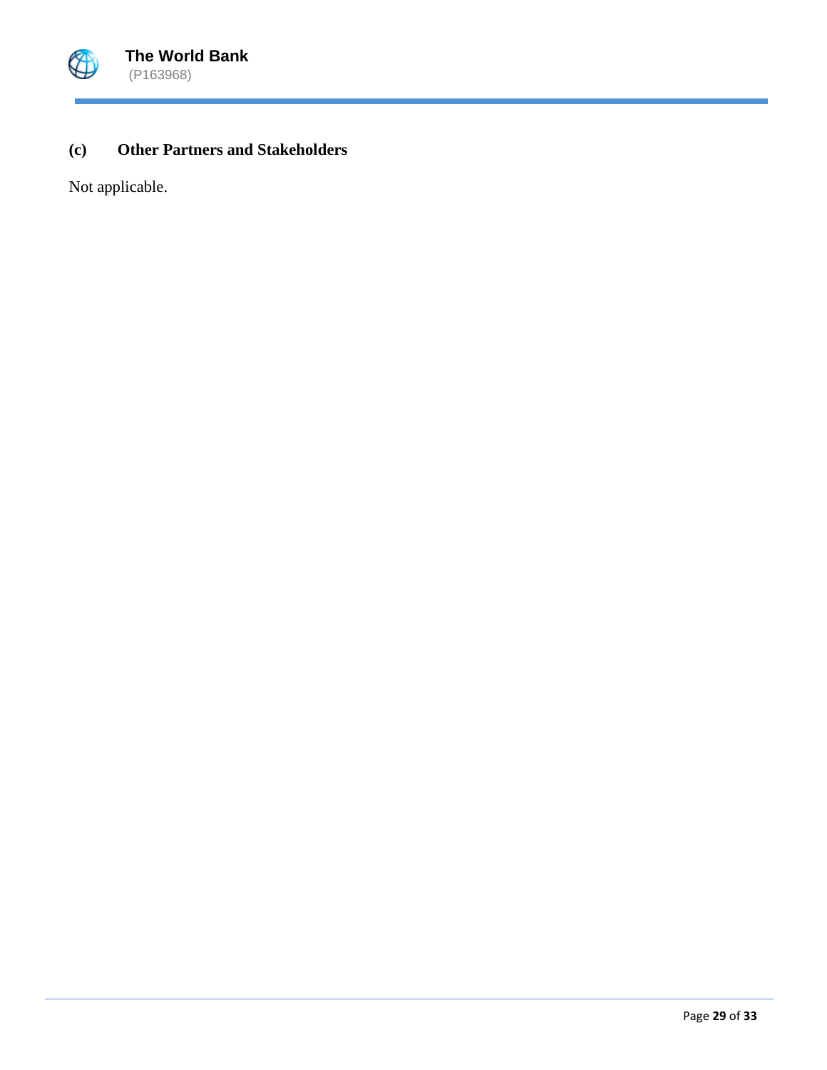### (c) Other Partners and Stakeholders

Not applicable.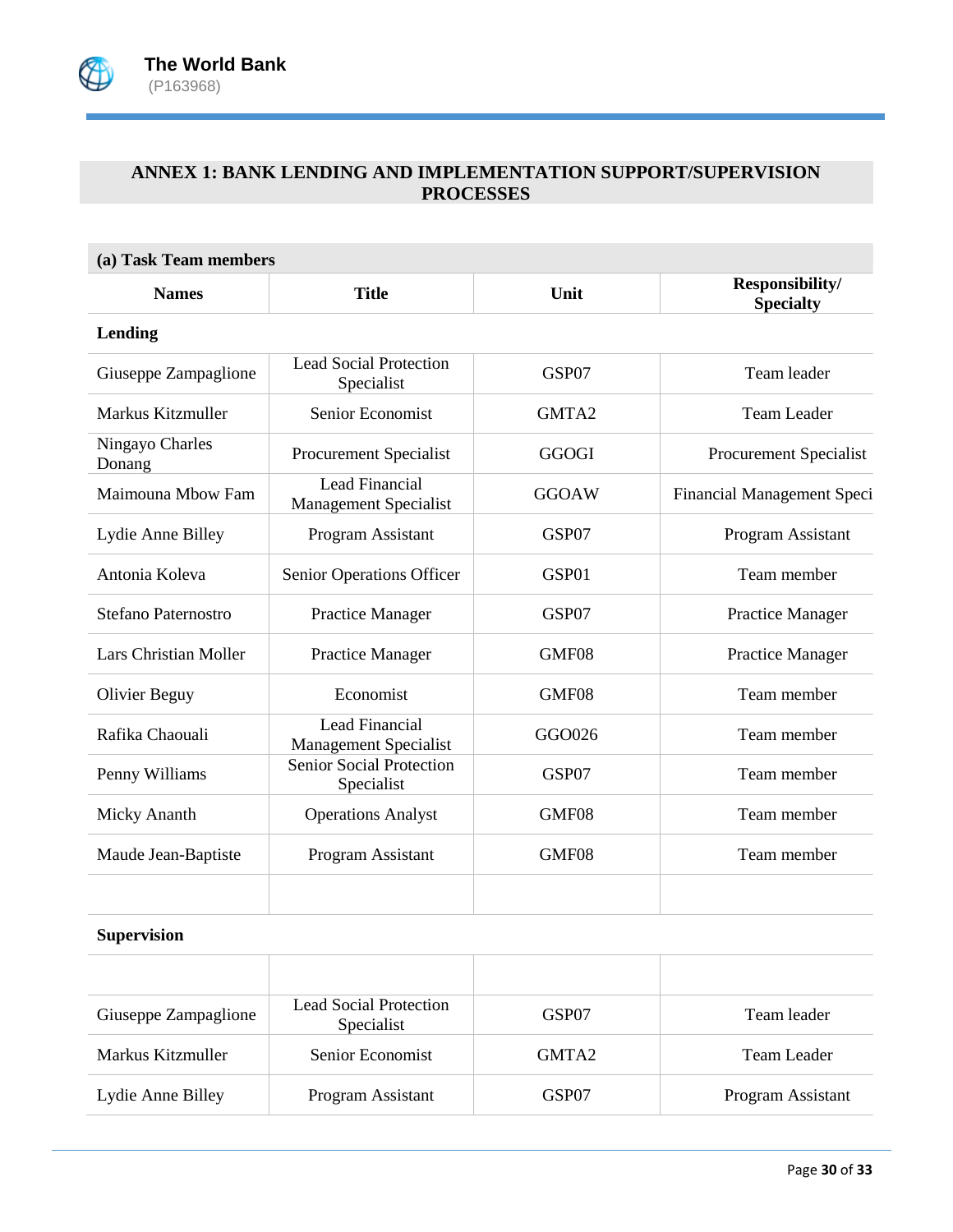## ANNEX 1: BANK LENDING AND IMPLEMENTATION SUPPORT/SUPERVISION PROCESSES

**(a) Task Team members**

| Names | Title | Unit | Responsibility/ Specialty |
|---|---|---|---|
| **Lending** | | | |
| Giuseppe Zampaglione | Lead Social Protection Specialist | GSP07 | Team leader |
| Markus Kitzmuller | Senior Economist | GMTA2 | Team Leader |
| Ningayo Charles Donang | Procurement Specialist | GGOGI | Procurement Specialist |
| Maimouna Mbow Fam | Lead Financial Management Specialist | GGOAW | Financial Management Speci |
| Lydie Anne Billey | Program Assistant | GSP07 | Program Assistant |
| Antonia Koleva | Senior Operations Officer | GSP01 | Team member |
| Stefano Paternostro | Practice Manager | GSP07 | Practice Manager |
| Lars Christian Moller | Practice Manager | GMF08 | Practice Manager |
| Olivier Beguy | Economist | GMF08 | Team member |
| Rafika Chaouali | Lead Financial Management Specialist | GGO026 | Team member |
| Penny Williams | Senior Social Protection Specialist | GSP07 | Team member |
| Micky Ananth | Operations Analyst | GMF08 | Team member |
| Maude Jean-Baptiste | Program Assistant | GMF08 | Team member |
| | | | |
| **Supervision** | | | |
| | | | |
| Giuseppe Zampaglione | Lead Social Protection Specialist | GSP07 | Team leader |
| Markus Kitzmuller | Senior Economist | GMTA2 | Team Leader |
| Lydie Anne Billey | Program Assistant | GSP07 | Program Assistant |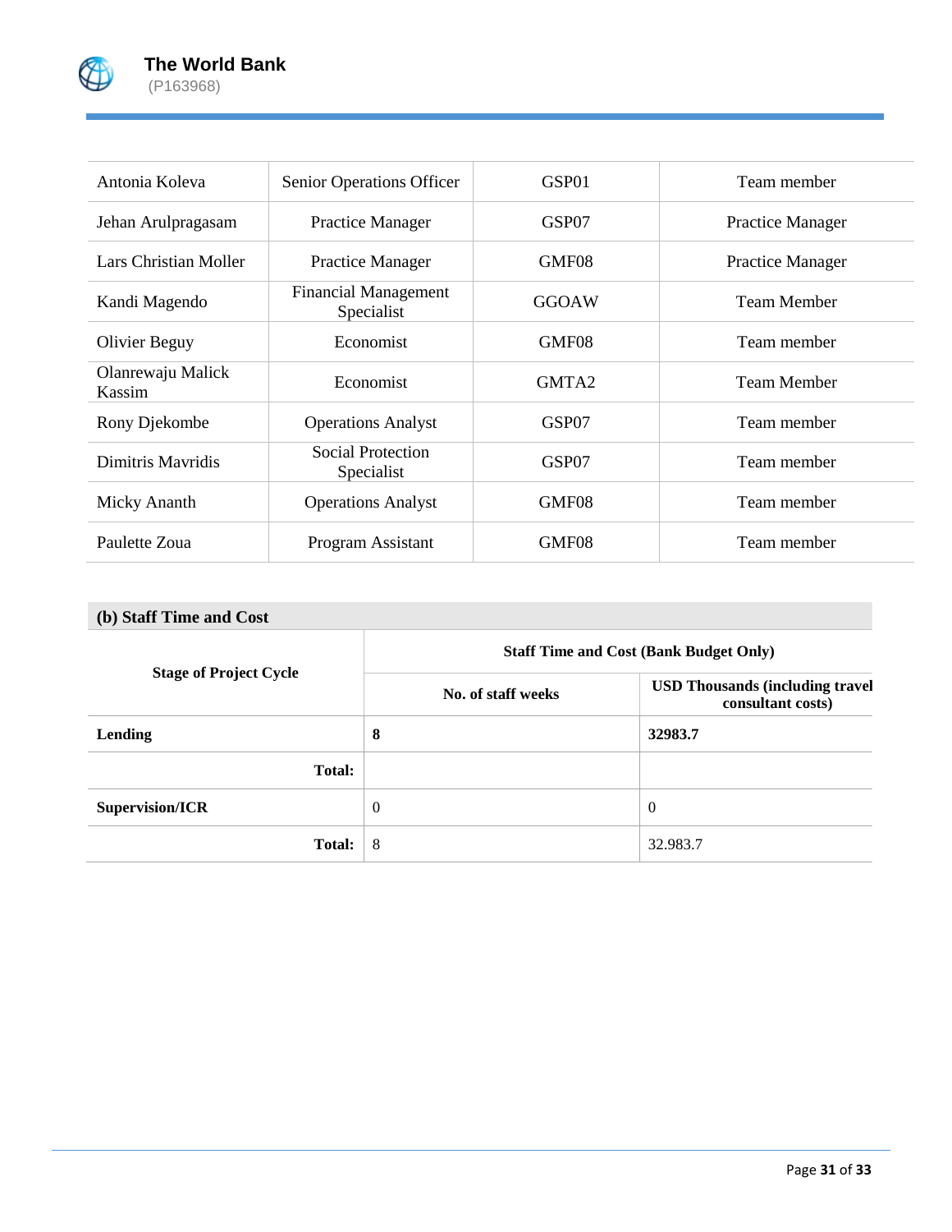| Antonia Koleva | Senior Operations Officer | GSP01 | Team member |
|---|---|---|---|
| Jehan Arulpragasam | Practice Manager | GSP07 | Practice Manager |
| Lars Christian Moller | Practice Manager | GMF08 | Practice Manager |
| Kandi Magendo | Financial Management Specialist | GGOAW | Team Member |
| Olivier Beguy | Economist | GMF08 | Team member |
| Olanrewaju Malick Kassim | Economist | GMTA2 | Team Member |
| Rony Djekombe | Operations Analyst | GSP07 | Team member |
| Dimitris Mavridis | Social Protection Specialist | GSP07 | Team member |
| Micky Ananth | Operations Analyst | GMF08 | Team member |
| Paulette Zoua | Program Assistant | GMF08 | Team member |

**(b) Staff Time and Cost**

| Stage of Project Cycle | Staff Time and Cost (Bank Budget Only) | |
|---|---|---|
| | No. of staff weeks | USD Thousands (including travel consultant costs) |
| **Lending** | **8** | **32983.7** |
| **Total:** | | |
| **Supervision/ICR** | 0 | 0 |
| **Total:** | 8 | 32.983.7 |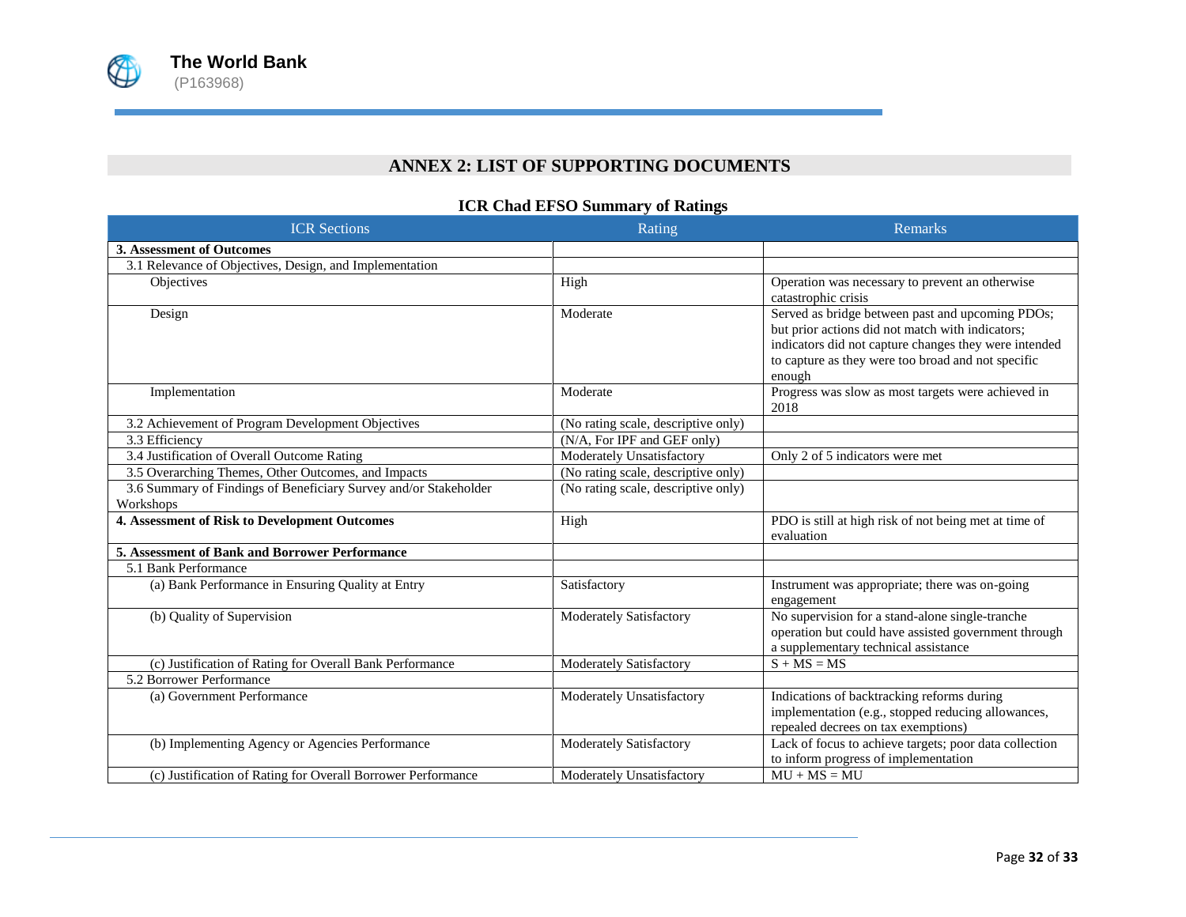## ANNEX 2: LIST OF SUPPORTING DOCUMENTS

### ICR Chad EFSO Summary of Ratings

| ICR Sections | Rating | Remarks |
|---|---|---|
| **3. Assessment of Outcomes** | | |
| 3.1 Relevance of Objectives, Design, and Implementation | | |
| Objectives | High | Operation was necessary to prevent an otherwise catastrophic crisis |
| Design | Moderate | Served as bridge between past and upcoming PDOs; but prior actions did not match with indicators; indicators did not capture changes they were intended to capture as they were too broad and not specific enough |
| Implementation | Moderate | Progress was slow as most targets were achieved in 2018 |
| 3.2 Achievement of Program Development Objectives | (No rating scale, descriptive only) | |
| 3.3 Efficiency | (N/A, For IPF and GEF only) | |
| 3.4 Justification of Overall Outcome Rating | Moderately Unsatisfactory | Only 2 of 5 indicators were met |
| 3.5 Overarching Themes, Other Outcomes, and Impacts | (No rating scale, descriptive only) | |
| 3.6 Summary of Findings of Beneficiary Survey and/or Stakeholder Workshops | (No rating scale, descriptive only) | |
| **4. Assessment of Risk to Development Outcomes** | High | PDO is still at high risk of not being met at time of evaluation |
| **5. Assessment of Bank and Borrower Performance** | | |
| 5.1 Bank Performance | | |
| (a) Bank Performance in Ensuring Quality at Entry | Satisfactory | Instrument was appropriate; there was on-going engagement |
| (b) Quality of Supervision | Moderately Satisfactory | No supervision for a stand-alone single-tranche operation but could have assisted government through a supplementary technical assistance |
| (c) Justification of Rating for Overall Bank Performance | Moderately Satisfactory | S + MS = MS |
| 5.2 Borrower Performance | | |
| (a) Government Performance | Moderately Unsatisfactory | Indications of backtracking reforms during implementation (e.g., stopped reducing allowances, repealed decrees on tax exemptions) |
| (b) Implementing Agency or Agencies Performance | Moderately Satisfactory | Lack of focus to achieve targets; poor data collection to inform progress of implementation |
| (c) Justification of Rating for Overall Borrower Performance | Moderately Unsatisfactory | MU + MS = MU |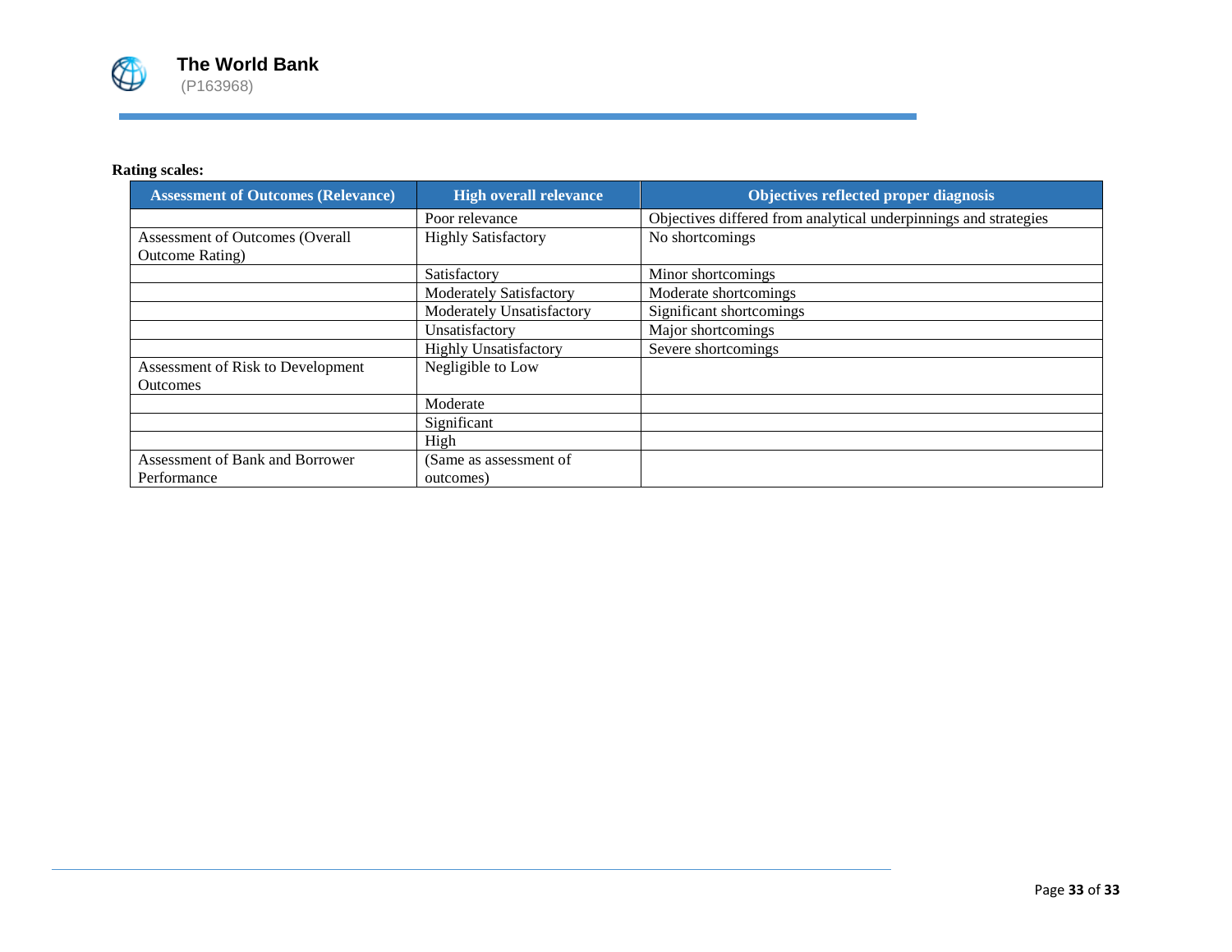**Rating scales:**

| Assessment of Outcomes (Relevance) | High overall relevance | Objectives reflected proper diagnosis |
|---|---|---|
| | Poor relevance | Objectives differed from analytical underpinnings and strategies |
| Assessment of Outcomes (Overall Outcome Rating) | Highly Satisfactory | No shortcomings |
| | Satisfactory | Minor shortcomings |
| | Moderately Satisfactory | Moderate shortcomings |
| | Moderately Unsatisfactory | Significant shortcomings |
| | Unsatisfactory | Major shortcomings |
| | Highly Unsatisfactory | Severe shortcomings |
| Assessment of Risk to Development Outcomes | Negligible to Low | |
| | Moderate | |
| | Significant | |
| | High | |
| Assessment of Bank and Borrower Performance | (Same as assessment of outcomes) | |